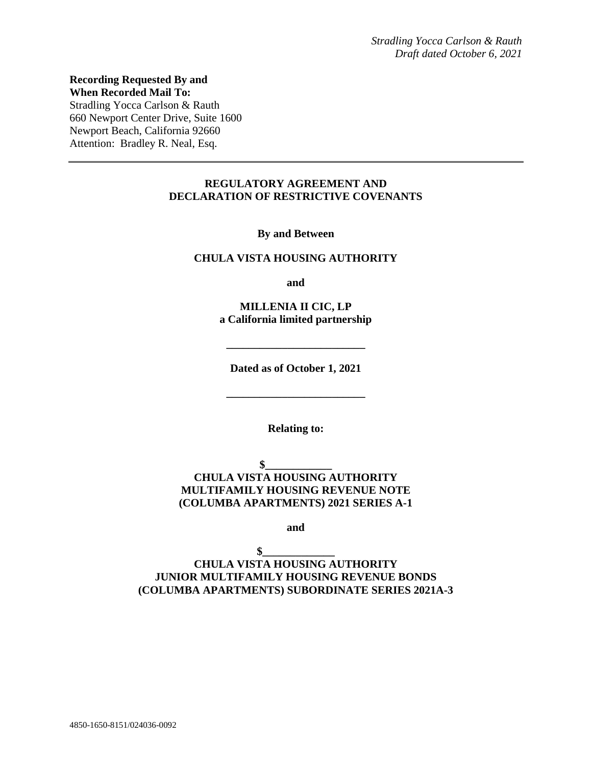*Stradling Yocca Carlson & Rauth*
*Draft dated October 6, 2021*

**Recording Requested By and**
**When Recorded Mail To:**
Stradling Yocca Carlson & Rauth
660 Newport Center Drive, Suite 1600
Newport Beach, California 92660
Attention: Bradley R. Neal, Esq.

---

# REGULATORY AGREEMENT AND DECLARATION OF RESTRICTIVE COVENANTS

**By and Between**

**CHULA VISTA HOUSING AUTHORITY**

**and**

**MILLENIA II CIC, LP**
**a California limited partnership**

**_________________________**

**Dated as of October 1, 2021**

**_________________________**

**Relating to:**

**$____________**
**CHULA VISTA HOUSING AUTHORITY**
**MULTIFAMILY HOUSING REVENUE NOTE**
**(COLUMBA APARTMENTS) 2021 SERIES A-1**

**and**

**$_____________**
**CHULA VISTA HOUSING AUTHORITY**
**JUNIOR MULTIFAMILY HOUSING REVENUE BONDS**
**(COLUMBA APARTMENTS) SUBORDINATE SERIES 2021A-3**

4850-1650-8151/024036-0092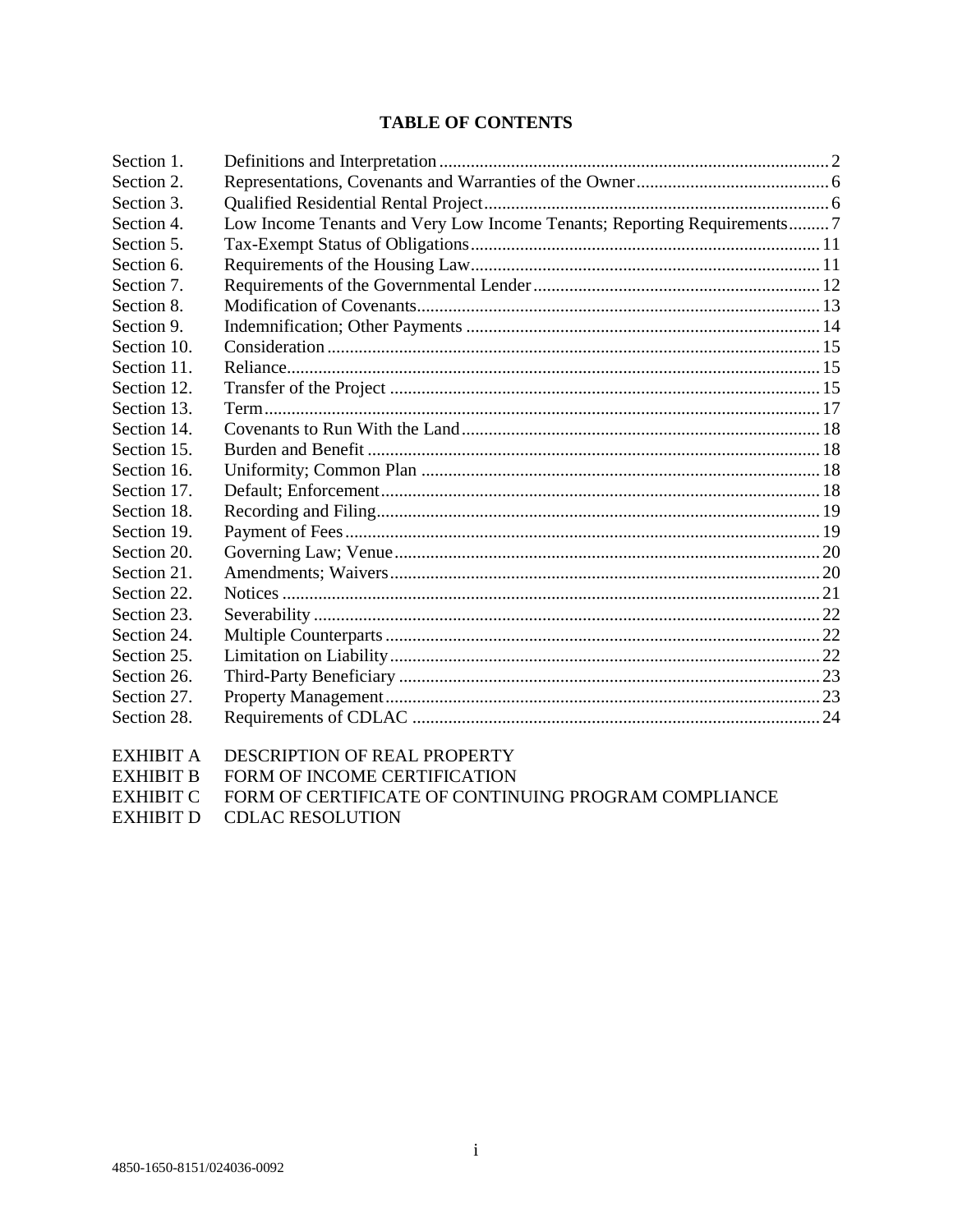# TABLE OF CONTENTS

| | | |
|---|---|---|
| Section 1. | Definitions and Interpretation | 2 |
| Section 2. | Representations, Covenants and Warranties of the Owner | 6 |
| Section 3. | Qualified Residential Rental Project | 6 |
| Section 4. | Low Income Tenants and Very Low Income Tenants; Reporting Requirements | 7 |
| Section 5. | Tax-Exempt Status of Obligations | 11 |
| Section 6. | Requirements of the Housing Law | 11 |
| Section 7. | Requirements of the Governmental Lender | 12 |
| Section 8. | Modification of Covenants | 13 |
| Section 9. | Indemnification; Other Payments | 14 |
| Section 10. | Consideration | 15 |
| Section 11. | Reliance | 15 |
| Section 12. | Transfer of the Project | 15 |
| Section 13. | Term | 17 |
| Section 14. | Covenants to Run With the Land | 18 |
| Section 15. | Burden and Benefit | 18 |
| Section 16. | Uniformity; Common Plan | 18 |
| Section 17. | Default; Enforcement | 18 |
| Section 18. | Recording and Filing | 19 |
| Section 19. | Payment of Fees | 19 |
| Section 20. | Governing Law; Venue | 20 |
| Section 21. | Amendments; Waivers | 20 |
| Section 22. | Notices | 21 |
| Section 23. | Severability | 22 |
| Section 24. | Multiple Counterparts | 22 |
| Section 25. | Limitation on Liability | 22 |
| Section 26. | Third-Party Beneficiary | 23 |
| Section 27. | Property Management | 23 |
| Section 28. | Requirements of CDLAC | 24 |

| | |
|---|---|
| EXHIBIT A | DESCRIPTION OF REAL PROPERTY |
| EXHIBIT B | FORM OF INCOME CERTIFICATION |
| EXHIBIT C | FORM OF CERTIFICATE OF CONTINUING PROGRAM COMPLIANCE |
| EXHIBIT D | CDLAC RESOLUTION |

4850-1650-8151/024036-0092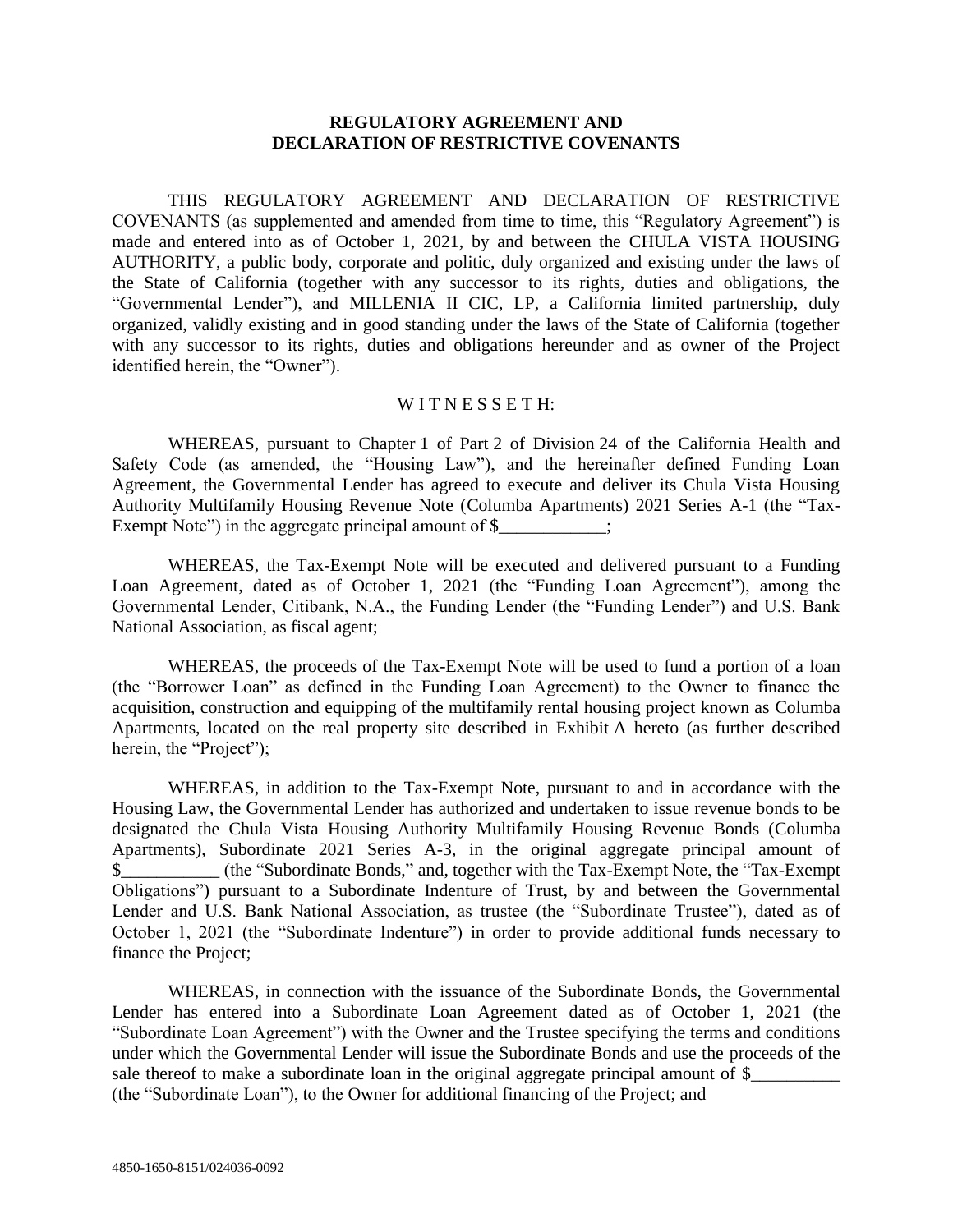**REGULATORY AGREEMENT AND**
**DECLARATION OF RESTRICTIVE COVENANTS**

THIS REGULATORY AGREEMENT AND DECLARATION OF RESTRICTIVE COVENANTS (as supplemented and amended from time to time, this "Regulatory Agreement") is made and entered into as of October 1, 2021, by and between the CHULA VISTA HOUSING AUTHORITY, a public body, corporate and politic, duly organized and existing under the laws of the State of California (together with any successor to its rights, duties and obligations, the "Governmental Lender"), and MILLENIA II CIC, LP, a California limited partnership, duly organized, validly existing and in good standing under the laws of the State of California (together with any successor to its rights, duties and obligations hereunder and as owner of the Project identified herein, the "Owner").

W I T N E S S E T H:

WHEREAS, pursuant to Chapter 1 of Part 2 of Division 24 of the California Health and Safety Code (as amended, the "Housing Law"), and the hereinafter defined Funding Loan Agreement, the Governmental Lender has agreed to execute and deliver its Chula Vista Housing Authority Multifamily Housing Revenue Note (Columba Apartments) 2021 Series A-1 (the "Tax-Exempt Note") in the aggregate principal amount of $____________;

WHEREAS, the Tax-Exempt Note will be executed and delivered pursuant to a Funding Loan Agreement, dated as of October 1, 2021 (the "Funding Loan Agreement"), among the Governmental Lender, Citibank, N.A., the Funding Lender (the "Funding Lender") and U.S. Bank National Association, as fiscal agent;

WHEREAS, the proceeds of the Tax-Exempt Note will be used to fund a portion of a loan (the "Borrower Loan" as defined in the Funding Loan Agreement) to the Owner to finance the acquisition, construction and equipping of the multifamily rental housing project known as Columba Apartments, located on the real property site described in Exhibit A hereto (as further described herein, the "Project");

WHEREAS, in addition to the Tax-Exempt Note, pursuant to and in accordance with the Housing Law, the Governmental Lender has authorized and undertaken to issue revenue bonds to be designated the Chula Vista Housing Authority Multifamily Housing Revenue Bonds (Columba Apartments), Subordinate 2021 Series A-3, in the original aggregate principal amount of $___________ (the "Subordinate Bonds," and, together with the Tax-Exempt Note, the "Tax-Exempt Obligations") pursuant to a Subordinate Indenture of Trust, by and between the Governmental Lender and U.S. Bank National Association, as trustee (the "Subordinate Trustee"), dated as of October 1, 2021 (the "Subordinate Indenture") in order to provide additional funds necessary to finance the Project;

WHEREAS, in connection with the issuance of the Subordinate Bonds, the Governmental Lender has entered into a Subordinate Loan Agreement dated as of October 1, 2021 (the "Subordinate Loan Agreement") with the Owner and the Trustee specifying the terms and conditions under which the Governmental Lender will issue the Subordinate Bonds and use the proceeds of the sale thereof to make a subordinate loan in the original aggregate principal amount of $__________ (the "Subordinate Loan"), to the Owner for additional financing of the Project; and

4850-1650-8151/024036-0092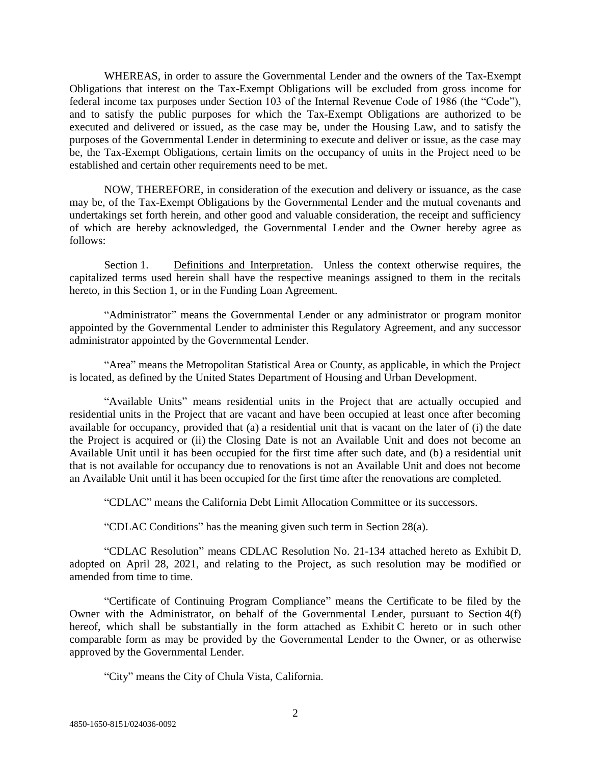WHEREAS, in order to assure the Governmental Lender and the owners of the Tax-Exempt Obligations that interest on the Tax-Exempt Obligations will be excluded from gross income for federal income tax purposes under Section 103 of the Internal Revenue Code of 1986 (the "Code"), and to satisfy the public purposes for which the Tax-Exempt Obligations are authorized to be executed and delivered or issued, as the case may be, under the Housing Law, and to satisfy the purposes of the Governmental Lender in determining to execute and deliver or issue, as the case may be, the Tax-Exempt Obligations, certain limits on the occupancy of units in the Project need to be established and certain other requirements need to be met.

NOW, THEREFORE, in consideration of the execution and delivery or issuance, as the case may be, of the Tax-Exempt Obligations by the Governmental Lender and the mutual covenants and undertakings set forth herein, and other good and valuable consideration, the receipt and sufficiency of which are hereby acknowledged, the Governmental Lender and the Owner hereby agree as follows:

Section 1. Definitions and Interpretation. Unless the context otherwise requires, the capitalized terms used herein shall have the respective meanings assigned to them in the recitals hereto, in this Section 1, or in the Funding Loan Agreement.

"Administrator" means the Governmental Lender or any administrator or program monitor appointed by the Governmental Lender to administer this Regulatory Agreement, and any successor administrator appointed by the Governmental Lender.

"Area" means the Metropolitan Statistical Area or County, as applicable, in which the Project is located, as defined by the United States Department of Housing and Urban Development.

"Available Units" means residential units in the Project that are actually occupied and residential units in the Project that are vacant and have been occupied at least once after becoming available for occupancy, provided that (a) a residential unit that is vacant on the later of (i) the date the Project is acquired or (ii) the Closing Date is not an Available Unit and does not become an Available Unit until it has been occupied for the first time after such date, and (b) a residential unit that is not available for occupancy due to renovations is not an Available Unit and does not become an Available Unit until it has been occupied for the first time after the renovations are completed.

"CDLAC" means the California Debt Limit Allocation Committee or its successors.

"CDLAC Conditions" has the meaning given such term in Section 28(a).

"CDLAC Resolution" means CDLAC Resolution No. 21-134 attached hereto as Exhibit D, adopted on April 28, 2021, and relating to the Project, as such resolution may be modified or amended from time to time.

"Certificate of Continuing Program Compliance" means the Certificate to be filed by the Owner with the Administrator, on behalf of the Governmental Lender, pursuant to Section 4(f) hereof, which shall be substantially in the form attached as Exhibit C hereto or in such other comparable form as may be provided by the Governmental Lender to the Owner, or as otherwise approved by the Governmental Lender.

"City" means the City of Chula Vista, California.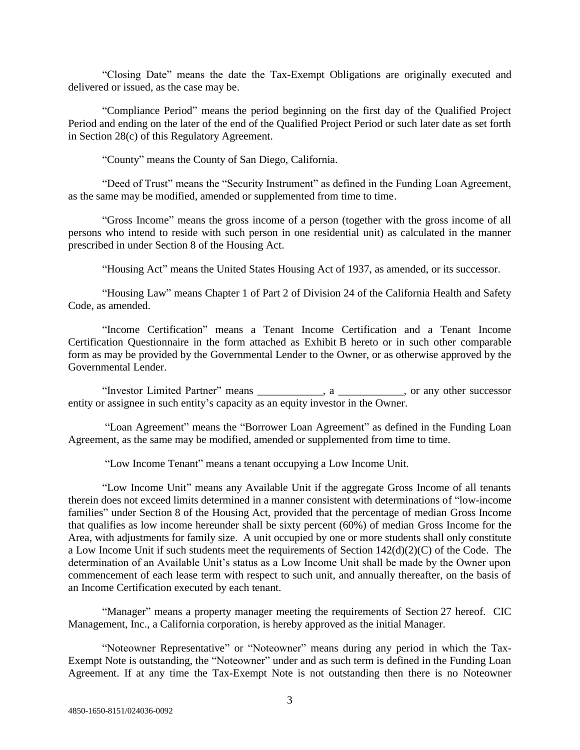"Closing Date" means the date the Tax-Exempt Obligations are originally executed and delivered or issued, as the case may be.

"Compliance Period" means the period beginning on the first day of the Qualified Project Period and ending on the later of the end of the Qualified Project Period or such later date as set forth in Section 28(c) of this Regulatory Agreement.

"County" means the County of San Diego, California.

"Deed of Trust" means the "Security Instrument" as defined in the Funding Loan Agreement, as the same may be modified, amended or supplemented from time to time.

"Gross Income" means the gross income of a person (together with the gross income of all persons who intend to reside with such person in one residential unit) as calculated in the manner prescribed in under Section 8 of the Housing Act.

"Housing Act" means the United States Housing Act of 1937, as amended, or its successor.

"Housing Law" means Chapter 1 of Part 2 of Division 24 of the California Health and Safety Code, as amended.

"Income Certification" means a Tenant Income Certification and a Tenant Income Certification Questionnaire in the form attached as Exhibit B hereto or in such other comparable form as may be provided by the Governmental Lender to the Owner, or as otherwise approved by the Governmental Lender.

"Investor Limited Partner" means ____________, a ____________, or any other successor entity or assignee in such entity's capacity as an equity investor in the Owner.

"Loan Agreement" means the "Borrower Loan Agreement" as defined in the Funding Loan Agreement, as the same may be modified, amended or supplemented from time to time.

"Low Income Tenant" means a tenant occupying a Low Income Unit.

"Low Income Unit" means any Available Unit if the aggregate Gross Income of all tenants therein does not exceed limits determined in a manner consistent with determinations of "low-income families" under Section 8 of the Housing Act, provided that the percentage of median Gross Income that qualifies as low income hereunder shall be sixty percent (60%) of median Gross Income for the Area, with adjustments for family size. A unit occupied by one or more students shall only constitute a Low Income Unit if such students meet the requirements of Section 142(d)(2)(C) of the Code. The determination of an Available Unit's status as a Low Income Unit shall be made by the Owner upon commencement of each lease term with respect to such unit, and annually thereafter, on the basis of an Income Certification executed by each tenant.

"Manager" means a property manager meeting the requirements of Section 27 hereof. CIC Management, Inc., a California corporation, is hereby approved as the initial Manager.

"Noteowner Representative" or "Noteowner" means during any period in which the Tax-Exempt Note is outstanding, the "Noteowner" under and as such term is defined in the Funding Loan Agreement. If at any time the Tax-Exempt Note is not outstanding then there is no Noteowner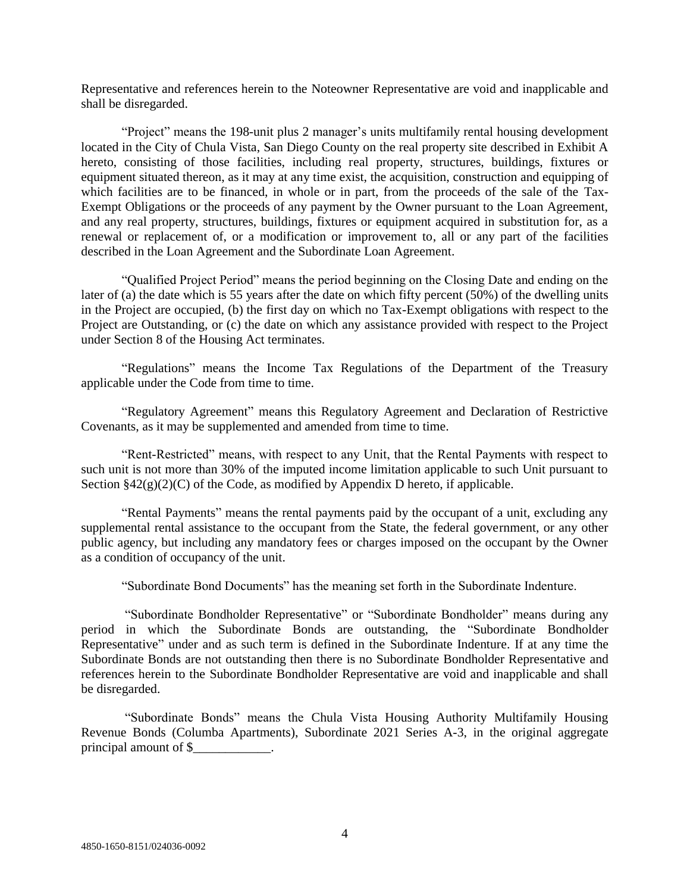Representative and references herein to the Noteowner Representative are void and inapplicable and shall be disregarded.

"Project" means the 198-unit plus 2 manager's units multifamily rental housing development located in the City of Chula Vista, San Diego County on the real property site described in Exhibit A hereto, consisting of those facilities, including real property, structures, buildings, fixtures or equipment situated thereon, as it may at any time exist, the acquisition, construction and equipping of which facilities are to be financed, in whole or in part, from the proceeds of the sale of the Tax-Exempt Obligations or the proceeds of any payment by the Owner pursuant to the Loan Agreement, and any real property, structures, buildings, fixtures or equipment acquired in substitution for, as a renewal or replacement of, or a modification or improvement to, all or any part of the facilities described in the Loan Agreement and the Subordinate Loan Agreement.

"Qualified Project Period" means the period beginning on the Closing Date and ending on the later of (a) the date which is 55 years after the date on which fifty percent (50%) of the dwelling units in the Project are occupied, (b) the first day on which no Tax-Exempt obligations with respect to the Project are Outstanding, or (c) the date on which any assistance provided with respect to the Project under Section 8 of the Housing Act terminates.

"Regulations" means the Income Tax Regulations of the Department of the Treasury applicable under the Code from time to time.

"Regulatory Agreement" means this Regulatory Agreement and Declaration of Restrictive Covenants, as it may be supplemented and amended from time to time.

"Rent-Restricted" means, with respect to any Unit, that the Rental Payments with respect to such unit is not more than 30% of the imputed income limitation applicable to such Unit pursuant to Section §42(g)(2)(C) of the Code, as modified by Appendix D hereto, if applicable.

"Rental Payments" means the rental payments paid by the occupant of a unit, excluding any supplemental rental assistance to the occupant from the State, the federal government, or any other public agency, but including any mandatory fees or charges imposed on the occupant by the Owner as a condition of occupancy of the unit.

"Subordinate Bond Documents" has the meaning set forth in the Subordinate Indenture.

"Subordinate Bondholder Representative" or "Subordinate Bondholder" means during any period in which the Subordinate Bonds are outstanding, the "Subordinate Bondholder Representative" under and as such term is defined in the Subordinate Indenture. If at any time the Subordinate Bonds are not outstanding then there is no Subordinate Bondholder Representative and references herein to the Subordinate Bondholder Representative are void and inapplicable and shall be disregarded.

"Subordinate Bonds" means the Chula Vista Housing Authority Multifamily Housing Revenue Bonds (Columba Apartments), Subordinate 2021 Series A-3, in the original aggregate principal amount of $____________.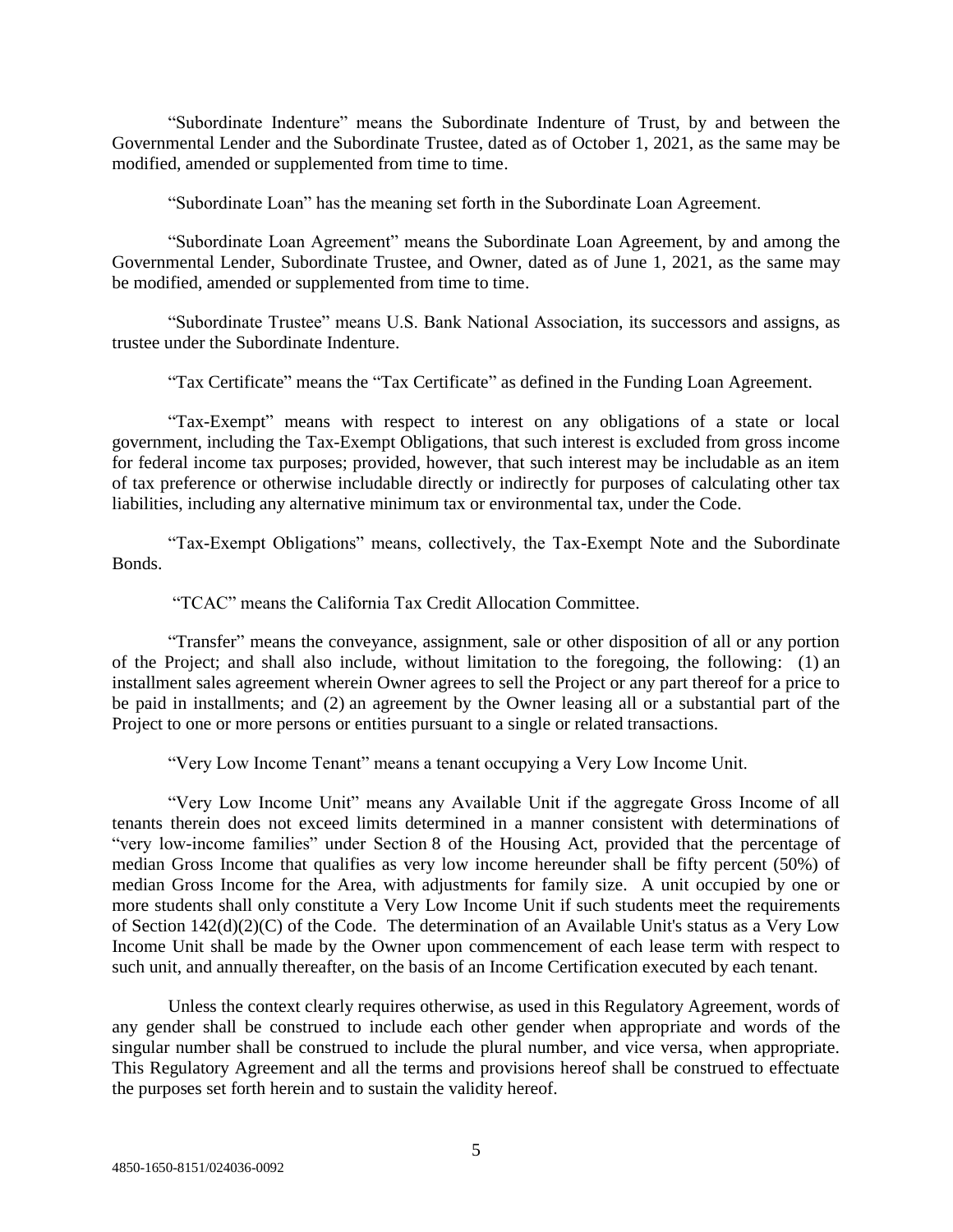"Subordinate Indenture" means the Subordinate Indenture of Trust, by and between the Governmental Lender and the Subordinate Trustee, dated as of October 1, 2021, as the same may be modified, amended or supplemented from time to time.

"Subordinate Loan" has the meaning set forth in the Subordinate Loan Agreement.

"Subordinate Loan Agreement" means the Subordinate Loan Agreement, by and among the Governmental Lender, Subordinate Trustee, and Owner, dated as of June 1, 2021, as the same may be modified, amended or supplemented from time to time.

"Subordinate Trustee" means U.S. Bank National Association, its successors and assigns, as trustee under the Subordinate Indenture.

"Tax Certificate" means the "Tax Certificate" as defined in the Funding Loan Agreement.

"Tax-Exempt" means with respect to interest on any obligations of a state or local government, including the Tax-Exempt Obligations, that such interest is excluded from gross income for federal income tax purposes; provided, however, that such interest may be includable as an item of tax preference or otherwise includable directly or indirectly for purposes of calculating other tax liabilities, including any alternative minimum tax or environmental tax, under the Code.

"Tax-Exempt Obligations" means, collectively, the Tax-Exempt Note and the Subordinate Bonds.

"TCAC" means the California Tax Credit Allocation Committee.

"Transfer" means the conveyance, assignment, sale or other disposition of all or any portion of the Project; and shall also include, without limitation to the foregoing, the following: (1) an installment sales agreement wherein Owner agrees to sell the Project or any part thereof for a price to be paid in installments; and (2) an agreement by the Owner leasing all or a substantial part of the Project to one or more persons or entities pursuant to a single or related transactions.

"Very Low Income Tenant" means a tenant occupying a Very Low Income Unit.

"Very Low Income Unit" means any Available Unit if the aggregate Gross Income of all tenants therein does not exceed limits determined in a manner consistent with determinations of "very low-income families" under Section 8 of the Housing Act, provided that the percentage of median Gross Income that qualifies as very low income hereunder shall be fifty percent (50%) of median Gross Income for the Area, with adjustments for family size. A unit occupied by one or more students shall only constitute a Very Low Income Unit if such students meet the requirements of Section 142(d)(2)(C) of the Code. The determination of an Available Unit's status as a Very Low Income Unit shall be made by the Owner upon commencement of each lease term with respect to such unit, and annually thereafter, on the basis of an Income Certification executed by each tenant.

Unless the context clearly requires otherwise, as used in this Regulatory Agreement, words of any gender shall be construed to include each other gender when appropriate and words of the singular number shall be construed to include the plural number, and vice versa, when appropriate. This Regulatory Agreement and all the terms and provisions hereof shall be construed to effectuate the purposes set forth herein and to sustain the validity hereof.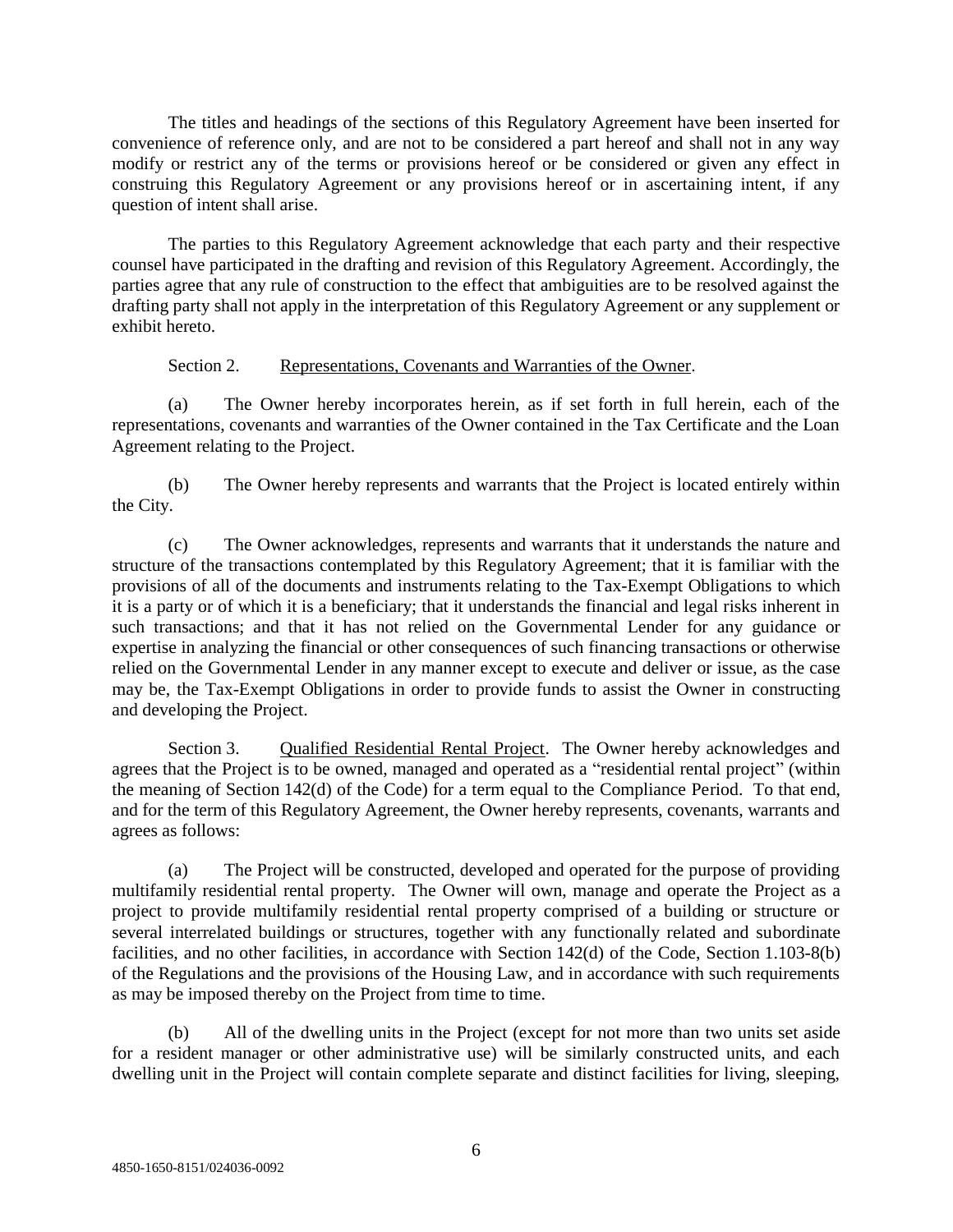The titles and headings of the sections of this Regulatory Agreement have been inserted for convenience of reference only, and are not to be considered a part hereof and shall not in any way modify or restrict any of the terms or provisions hereof or be considered or given any effect in construing this Regulatory Agreement or any provisions hereof or in ascertaining intent, if any question of intent shall arise.

The parties to this Regulatory Agreement acknowledge that each party and their respective counsel have participated in the drafting and revision of this Regulatory Agreement. Accordingly, the parties agree that any rule of construction to the effect that ambiguities are to be resolved against the drafting party shall not apply in the interpretation of this Regulatory Agreement or any supplement or exhibit hereto.

Section 2. Representations, Covenants and Warranties of the Owner.

(a) The Owner hereby incorporates herein, as if set forth in full herein, each of the representations, covenants and warranties of the Owner contained in the Tax Certificate and the Loan Agreement relating to the Project.

(b) The Owner hereby represents and warrants that the Project is located entirely within the City.

(c) The Owner acknowledges, represents and warrants that it understands the nature and structure of the transactions contemplated by this Regulatory Agreement; that it is familiar with the provisions of all of the documents and instruments relating to the Tax-Exempt Obligations to which it is a party or of which it is a beneficiary; that it understands the financial and legal risks inherent in such transactions; and that it has not relied on the Governmental Lender for any guidance or expertise in analyzing the financial or other consequences of such financing transactions or otherwise relied on the Governmental Lender in any manner except to execute and deliver or issue, as the case may be, the Tax-Exempt Obligations in order to provide funds to assist the Owner in constructing and developing the Project.

Section 3. Qualified Residential Rental Project. The Owner hereby acknowledges and agrees that the Project is to be owned, managed and operated as a "residential rental project" (within the meaning of Section 142(d) of the Code) for a term equal to the Compliance Period. To that end, and for the term of this Regulatory Agreement, the Owner hereby represents, covenants, warrants and agrees as follows:

(a) The Project will be constructed, developed and operated for the purpose of providing multifamily residential rental property. The Owner will own, manage and operate the Project as a project to provide multifamily residential rental property comprised of a building or structure or several interrelated buildings or structures, together with any functionally related and subordinate facilities, and no other facilities, in accordance with Section 142(d) of the Code, Section 1.103-8(b) of the Regulations and the provisions of the Housing Law, and in accordance with such requirements as may be imposed thereby on the Project from time to time.

(b) All of the dwelling units in the Project (except for not more than two units set aside for a resident manager or other administrative use) will be similarly constructed units, and each dwelling unit in the Project will contain complete separate and distinct facilities for living, sleeping,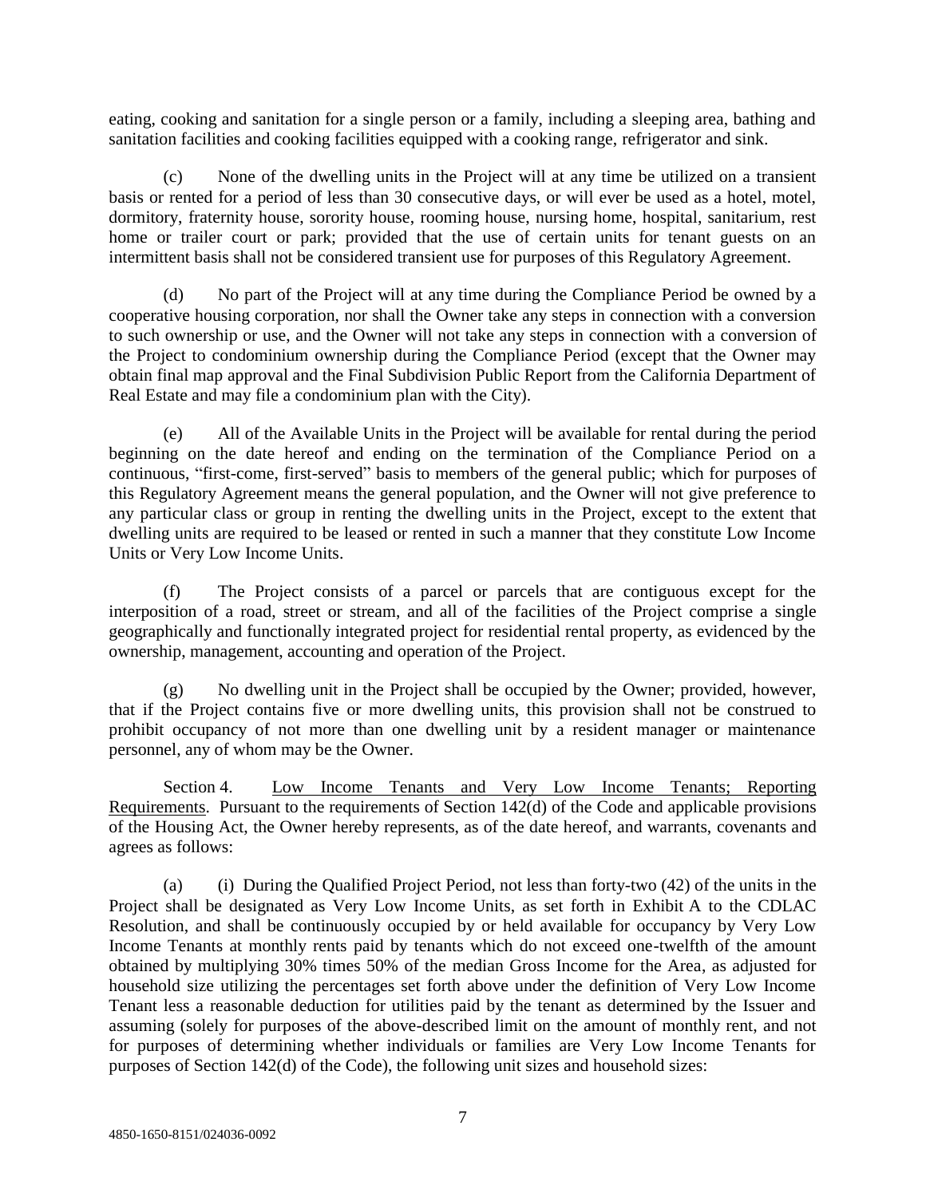eating, cooking and sanitation for a single person or a family, including a sleeping area, bathing and sanitation facilities and cooking facilities equipped with a cooking range, refrigerator and sink.

(c) None of the dwelling units in the Project will at any time be utilized on a transient basis or rented for a period of less than 30 consecutive days, or will ever be used as a hotel, motel, dormitory, fraternity house, sorority house, rooming house, nursing home, hospital, sanitarium, rest home or trailer court or park; provided that the use of certain units for tenant guests on an intermittent basis shall not be considered transient use for purposes of this Regulatory Agreement.

(d) No part of the Project will at any time during the Compliance Period be owned by a cooperative housing corporation, nor shall the Owner take any steps in connection with a conversion to such ownership or use, and the Owner will not take any steps in connection with a conversion of the Project to condominium ownership during the Compliance Period (except that the Owner may obtain final map approval and the Final Subdivision Public Report from the California Department of Real Estate and may file a condominium plan with the City).

(e) All of the Available Units in the Project will be available for rental during the period beginning on the date hereof and ending on the termination of the Compliance Period on a continuous, "first-come, first-served" basis to members of the general public; which for purposes of this Regulatory Agreement means the general population, and the Owner will not give preference to any particular class or group in renting the dwelling units in the Project, except to the extent that dwelling units are required to be leased or rented in such a manner that they constitute Low Income Units or Very Low Income Units.

(f) The Project consists of a parcel or parcels that are contiguous except for the interposition of a road, street or stream, and all of the facilities of the Project comprise a single geographically and functionally integrated project for residential rental property, as evidenced by the ownership, management, accounting and operation of the Project.

(g) No dwelling unit in the Project shall be occupied by the Owner; provided, however, that if the Project contains five or more dwelling units, this provision shall not be construed to prohibit occupancy of not more than one dwelling unit by a resident manager or maintenance personnel, any of whom may be the Owner.

Section 4. Low Income Tenants and Very Low Income Tenants; Reporting Requirements. Pursuant to the requirements of Section 142(d) of the Code and applicable provisions of the Housing Act, the Owner hereby represents, as of the date hereof, and warrants, covenants and agrees as follows:

(a) (i) During the Qualified Project Period, not less than forty-two (42) of the units in the Project shall be designated as Very Low Income Units, as set forth in Exhibit A to the CDLAC Resolution, and shall be continuously occupied by or held available for occupancy by Very Low Income Tenants at monthly rents paid by tenants which do not exceed one-twelfth of the amount obtained by multiplying 30% times 50% of the median Gross Income for the Area, as adjusted for household size utilizing the percentages set forth above under the definition of Very Low Income Tenant less a reasonable deduction for utilities paid by the tenant as determined by the Issuer and assuming (solely for purposes of the above-described limit on the amount of monthly rent, and not for purposes of determining whether individuals or families are Very Low Income Tenants for purposes of Section 142(d) of the Code), the following unit sizes and household sizes: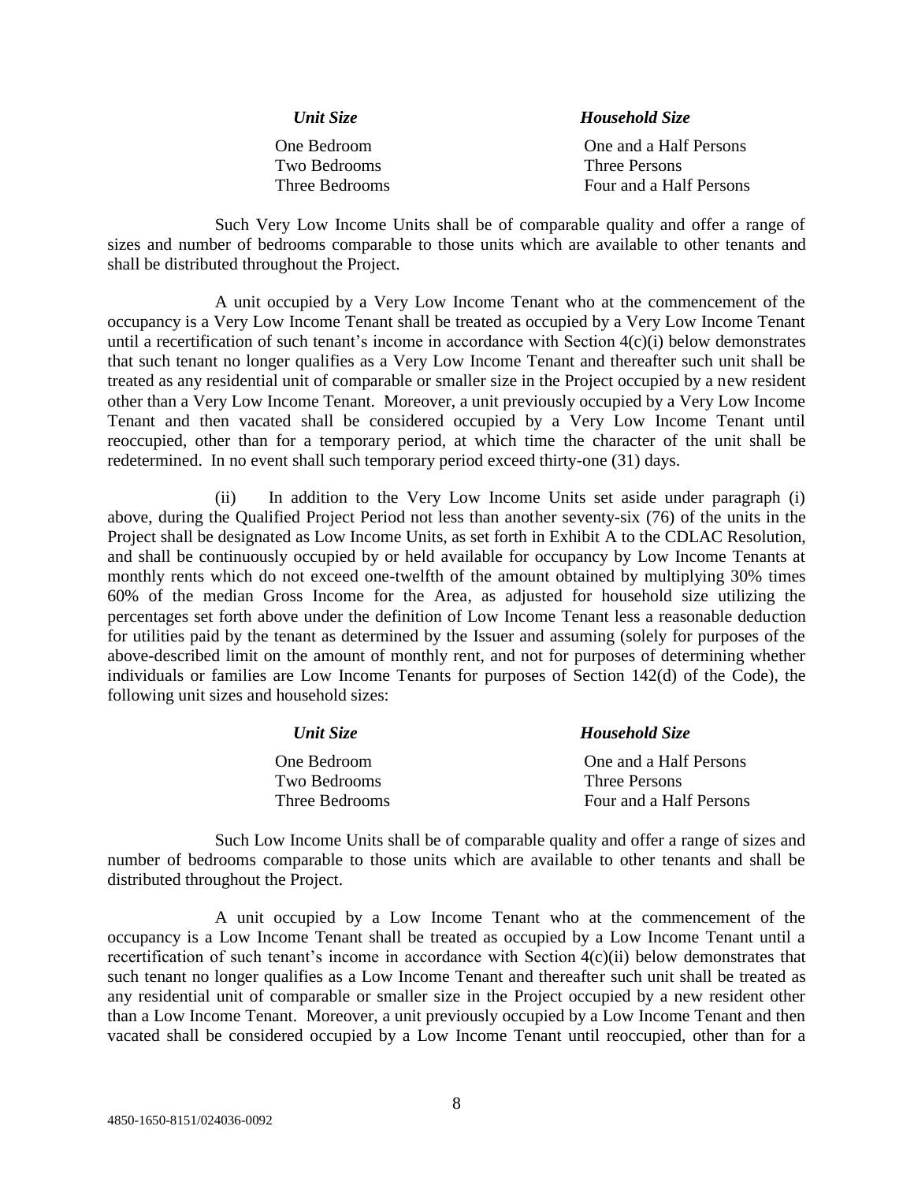| *Unit Size* | *Household Size* |
|---|---|
| One Bedroom | One and a Half Persons |
| Two Bedrooms | Three Persons |
| Three Bedrooms | Four and a Half Persons |

Such Very Low Income Units shall be of comparable quality and offer a range of sizes and number of bedrooms comparable to those units which are available to other tenants and shall be distributed throughout the Project.

A unit occupied by a Very Low Income Tenant who at the commencement of the occupancy is a Very Low Income Tenant shall be treated as occupied by a Very Low Income Tenant until a recertification of such tenant's income in accordance with Section 4(c)(i) below demonstrates that such tenant no longer qualifies as a Very Low Income Tenant and thereafter such unit shall be treated as any residential unit of comparable or smaller size in the Project occupied by a new resident other than a Very Low Income Tenant. Moreover, a unit previously occupied by a Very Low Income Tenant and then vacated shall be considered occupied by a Very Low Income Tenant until reoccupied, other than for a temporary period, at which time the character of the unit shall be redetermined. In no event shall such temporary period exceed thirty-one (31) days.

(ii) In addition to the Very Low Income Units set aside under paragraph (i) above, during the Qualified Project Period not less than another seventy-six (76) of the units in the Project shall be designated as Low Income Units, as set forth in Exhibit A to the CDLAC Resolution, and shall be continuously occupied by or held available for occupancy by Low Income Tenants at monthly rents which do not exceed one-twelfth of the amount obtained by multiplying 30% times 60% of the median Gross Income for the Area, as adjusted for household size utilizing the percentages set forth above under the definition of Low Income Tenant less a reasonable deduction for utilities paid by the tenant as determined by the Issuer and assuming (solely for purposes of the above-described limit on the amount of monthly rent, and not for purposes of determining whether individuals or families are Low Income Tenants for purposes of Section 142(d) of the Code), the following unit sizes and household sizes:

| *Unit Size* | *Household Size* |
|---|---|
| One Bedroom | One and a Half Persons |
| Two Bedrooms | Three Persons |
| Three Bedrooms | Four and a Half Persons |

Such Low Income Units shall be of comparable quality and offer a range of sizes and number of bedrooms comparable to those units which are available to other tenants and shall be distributed throughout the Project.

A unit occupied by a Low Income Tenant who at the commencement of the occupancy is a Low Income Tenant shall be treated as occupied by a Low Income Tenant until a recertification of such tenant's income in accordance with Section 4(c)(ii) below demonstrates that such tenant no longer qualifies as a Low Income Tenant and thereafter such unit shall be treated as any residential unit of comparable or smaller size in the Project occupied by a new resident other than a Low Income Tenant. Moreover, a unit previously occupied by a Low Income Tenant and then vacated shall be considered occupied by a Low Income Tenant until reoccupied, other than for a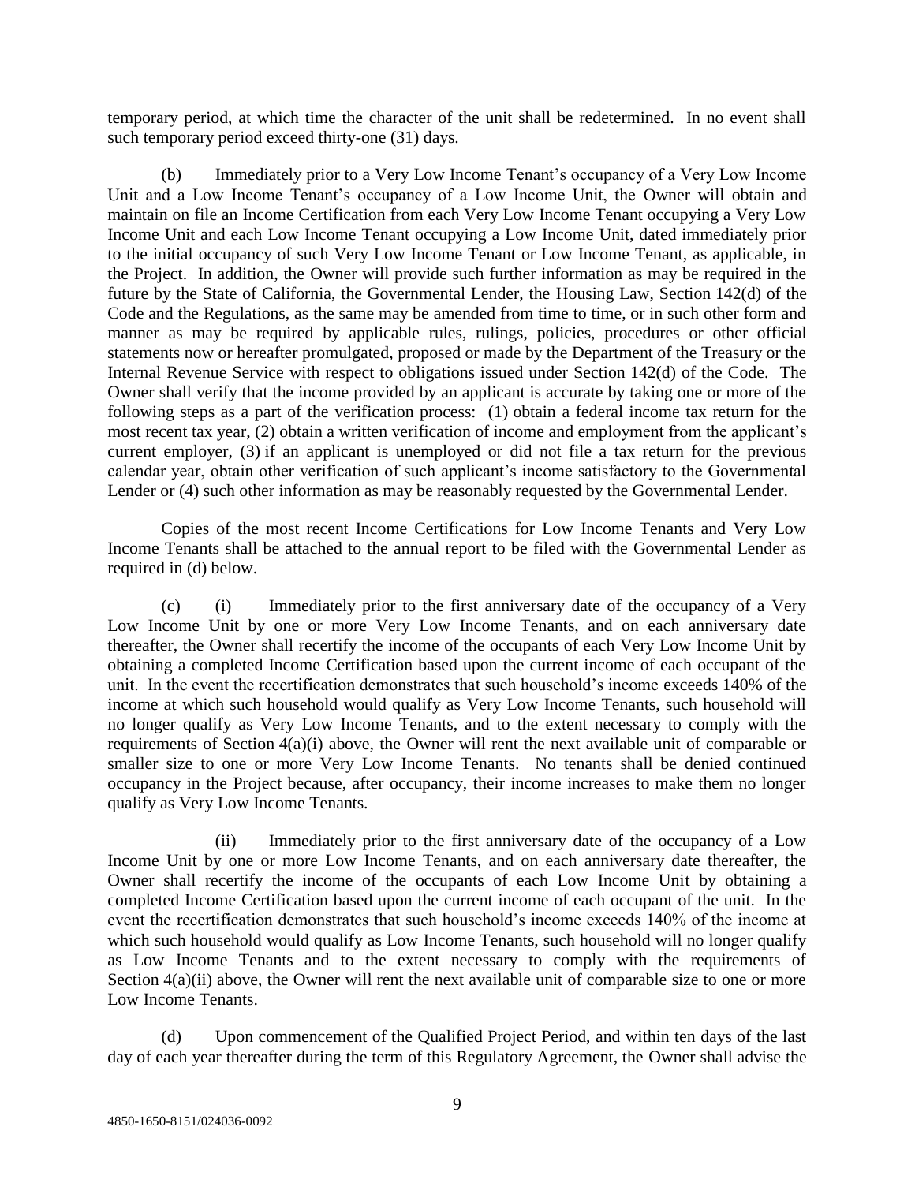temporary period, at which time the character of the unit shall be redetermined. In no event shall such temporary period exceed thirty-one (31) days.

(b) Immediately prior to a Very Low Income Tenant's occupancy of a Very Low Income Unit and a Low Income Tenant's occupancy of a Low Income Unit, the Owner will obtain and maintain on file an Income Certification from each Very Low Income Tenant occupying a Very Low Income Unit and each Low Income Tenant occupying a Low Income Unit, dated immediately prior to the initial occupancy of such Very Low Income Tenant or Low Income Tenant, as applicable, in the Project. In addition, the Owner will provide such further information as may be required in the future by the State of California, the Governmental Lender, the Housing Law, Section 142(d) of the Code and the Regulations, as the same may be amended from time to time, or in such other form and manner as may be required by applicable rules, rulings, policies, procedures or other official statements now or hereafter promulgated, proposed or made by the Department of the Treasury or the Internal Revenue Service with respect to obligations issued under Section 142(d) of the Code. The Owner shall verify that the income provided by an applicant is accurate by taking one or more of the following steps as a part of the verification process: (1) obtain a federal income tax return for the most recent tax year, (2) obtain a written verification of income and employment from the applicant's current employer, (3) if an applicant is unemployed or did not file a tax return for the previous calendar year, obtain other verification of such applicant's income satisfactory to the Governmental Lender or (4) such other information as may be reasonably requested by the Governmental Lender.

Copies of the most recent Income Certifications for Low Income Tenants and Very Low Income Tenants shall be attached to the annual report to be filed with the Governmental Lender as required in (d) below.

(c) (i) Immediately prior to the first anniversary date of the occupancy of a Very Low Income Unit by one or more Very Low Income Tenants, and on each anniversary date thereafter, the Owner shall recertify the income of the occupants of each Very Low Income Unit by obtaining a completed Income Certification based upon the current income of each occupant of the unit. In the event the recertification demonstrates that such household's income exceeds 140% of the income at which such household would qualify as Very Low Income Tenants, such household will no longer qualify as Very Low Income Tenants, and to the extent necessary to comply with the requirements of Section 4(a)(i) above, the Owner will rent the next available unit of comparable or smaller size to one or more Very Low Income Tenants. No tenants shall be denied continued occupancy in the Project because, after occupancy, their income increases to make them no longer qualify as Very Low Income Tenants.

(ii) Immediately prior to the first anniversary date of the occupancy of a Low Income Unit by one or more Low Income Tenants, and on each anniversary date thereafter, the Owner shall recertify the income of the occupants of each Low Income Unit by obtaining a completed Income Certification based upon the current income of each occupant of the unit. In the event the recertification demonstrates that such household's income exceeds 140% of the income at which such household would qualify as Low Income Tenants, such household will no longer qualify as Low Income Tenants and to the extent necessary to comply with the requirements of Section 4(a)(ii) above, the Owner will rent the next available unit of comparable size to one or more Low Income Tenants.

(d) Upon commencement of the Qualified Project Period, and within ten days of the last day of each year thereafter during the term of this Regulatory Agreement, the Owner shall advise the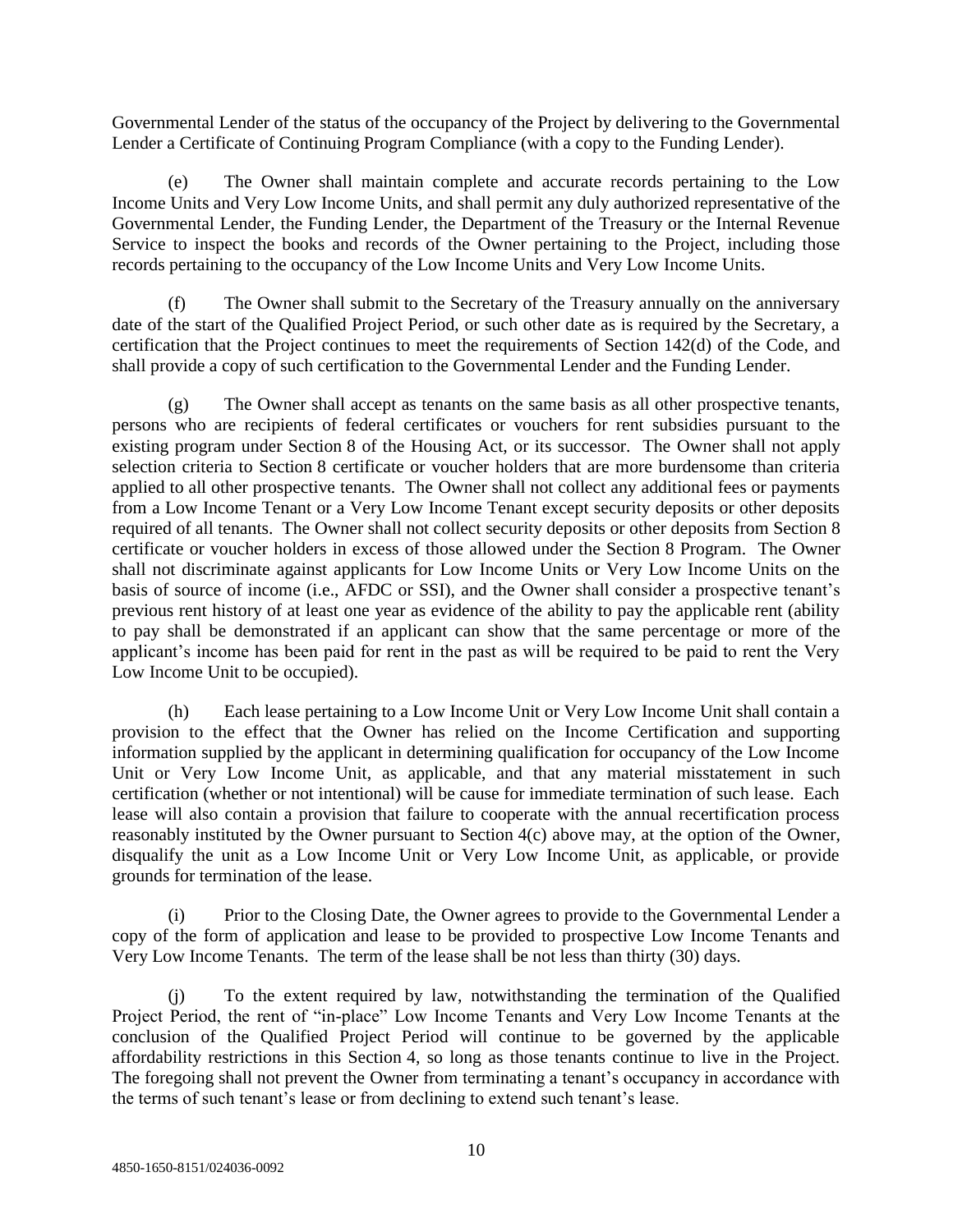Governmental Lender of the status of the occupancy of the Project by delivering to the Governmental Lender a Certificate of Continuing Program Compliance (with a copy to the Funding Lender).

(e) The Owner shall maintain complete and accurate records pertaining to the Low Income Units and Very Low Income Units, and shall permit any duly authorized representative of the Governmental Lender, the Funding Lender, the Department of the Treasury or the Internal Revenue Service to inspect the books and records of the Owner pertaining to the Project, including those records pertaining to the occupancy of the Low Income Units and Very Low Income Units.

(f) The Owner shall submit to the Secretary of the Treasury annually on the anniversary date of the start of the Qualified Project Period, or such other date as is required by the Secretary, a certification that the Project continues to meet the requirements of Section 142(d) of the Code, and shall provide a copy of such certification to the Governmental Lender and the Funding Lender.

(g) The Owner shall accept as tenants on the same basis as all other prospective tenants, persons who are recipients of federal certificates or vouchers for rent subsidies pursuant to the existing program under Section 8 of the Housing Act, or its successor. The Owner shall not apply selection criteria to Section 8 certificate or voucher holders that are more burdensome than criteria applied to all other prospective tenants. The Owner shall not collect any additional fees or payments from a Low Income Tenant or a Very Low Income Tenant except security deposits or other deposits required of all tenants. The Owner shall not collect security deposits or other deposits from Section 8 certificate or voucher holders in excess of those allowed under the Section 8 Program. The Owner shall not discriminate against applicants for Low Income Units or Very Low Income Units on the basis of source of income (i.e., AFDC or SSI), and the Owner shall consider a prospective tenant's previous rent history of at least one year as evidence of the ability to pay the applicable rent (ability to pay shall be demonstrated if an applicant can show that the same percentage or more of the applicant's income has been paid for rent in the past as will be required to be paid to rent the Very Low Income Unit to be occupied).

(h) Each lease pertaining to a Low Income Unit or Very Low Income Unit shall contain a provision to the effect that the Owner has relied on the Income Certification and supporting information supplied by the applicant in determining qualification for occupancy of the Low Income Unit or Very Low Income Unit, as applicable, and that any material misstatement in such certification (whether or not intentional) will be cause for immediate termination of such lease. Each lease will also contain a provision that failure to cooperate with the annual recertification process reasonably instituted by the Owner pursuant to Section 4(c) above may, at the option of the Owner, disqualify the unit as a Low Income Unit or Very Low Income Unit, as applicable, or provide grounds for termination of the lease.

(i) Prior to the Closing Date, the Owner agrees to provide to the Governmental Lender a copy of the form of application and lease to be provided to prospective Low Income Tenants and Very Low Income Tenants. The term of the lease shall be not less than thirty (30) days.

(j) To the extent required by law, notwithstanding the termination of the Qualified Project Period, the rent of "in-place" Low Income Tenants and Very Low Income Tenants at the conclusion of the Qualified Project Period will continue to be governed by the applicable affordability restrictions in this Section 4, so long as those tenants continue to live in the Project. The foregoing shall not prevent the Owner from terminating a tenant's occupancy in accordance with the terms of such tenant's lease or from declining to extend such tenant's lease.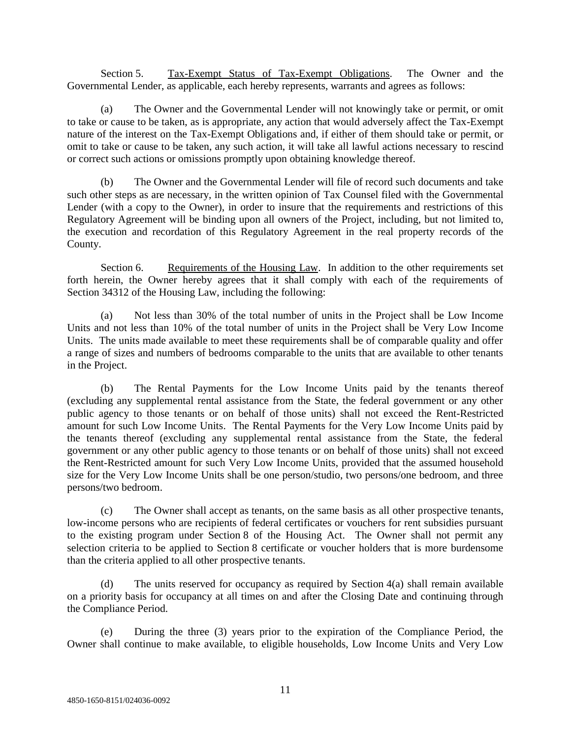Section 5. Tax-Exempt Status of Tax-Exempt Obligations. The Owner and the Governmental Lender, as applicable, each hereby represents, warrants and agrees as follows:

(a) The Owner and the Governmental Lender will not knowingly take or permit, or omit to take or cause to be taken, as is appropriate, any action that would adversely affect the Tax-Exempt nature of the interest on the Tax-Exempt Obligations and, if either of them should take or permit, or omit to take or cause to be taken, any such action, it will take all lawful actions necessary to rescind or correct such actions or omissions promptly upon obtaining knowledge thereof.

(b) The Owner and the Governmental Lender will file of record such documents and take such other steps as are necessary, in the written opinion of Tax Counsel filed with the Governmental Lender (with a copy to the Owner), in order to insure that the requirements and restrictions of this Regulatory Agreement will be binding upon all owners of the Project, including, but not limited to, the execution and recordation of this Regulatory Agreement in the real property records of the County.

Section 6. Requirements of the Housing Law. In addition to the other requirements set forth herein, the Owner hereby agrees that it shall comply with each of the requirements of Section 34312 of the Housing Law, including the following:

(a) Not less than 30% of the total number of units in the Project shall be Low Income Units and not less than 10% of the total number of units in the Project shall be Very Low Income Units. The units made available to meet these requirements shall be of comparable quality and offer a range of sizes and numbers of bedrooms comparable to the units that are available to other tenants in the Project.

(b) The Rental Payments for the Low Income Units paid by the tenants thereof (excluding any supplemental rental assistance from the State, the federal government or any other public agency to those tenants or on behalf of those units) shall not exceed the Rent-Restricted amount for such Low Income Units. The Rental Payments for the Very Low Income Units paid by the tenants thereof (excluding any supplemental rental assistance from the State, the federal government or any other public agency to those tenants or on behalf of those units) shall not exceed the Rent-Restricted amount for such Very Low Income Units, provided that the assumed household size for the Very Low Income Units shall be one person/studio, two persons/one bedroom, and three persons/two bedroom.

(c) The Owner shall accept as tenants, on the same basis as all other prospective tenants, low-income persons who are recipients of federal certificates or vouchers for rent subsidies pursuant to the existing program under Section 8 of the Housing Act. The Owner shall not permit any selection criteria to be applied to Section 8 certificate or voucher holders that is more burdensome than the criteria applied to all other prospective tenants.

(d) The units reserved for occupancy as required by Section 4(a) shall remain available on a priority basis for occupancy at all times on and after the Closing Date and continuing through the Compliance Period.

(e) During the three (3) years prior to the expiration of the Compliance Period, the Owner shall continue to make available, to eligible households, Low Income Units and Very Low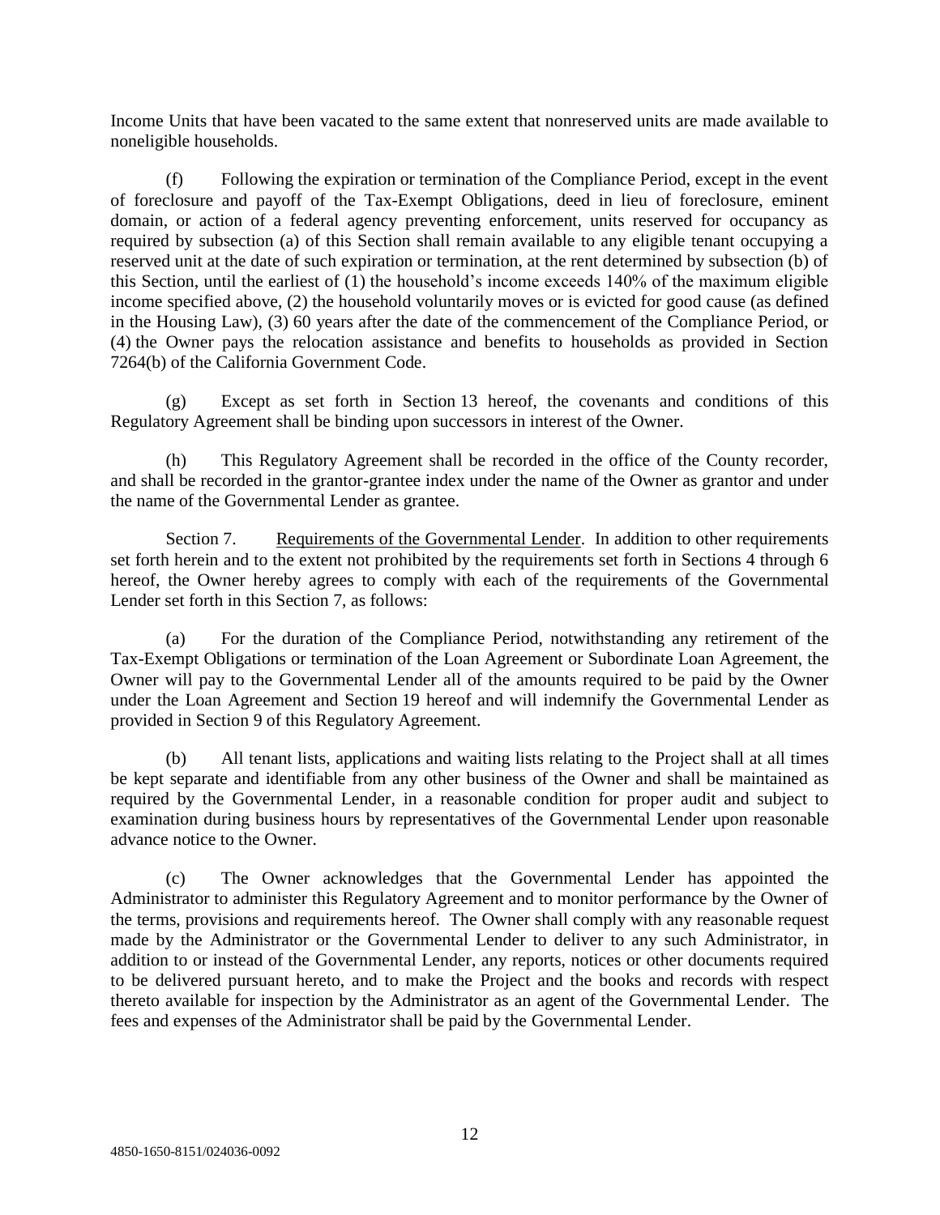Income Units that have been vacated to the same extent that nonreserved units are made available to noneligible households.

(f) Following the expiration or termination of the Compliance Period, except in the event of foreclosure and payoff of the Tax-Exempt Obligations, deed in lieu of foreclosure, eminent domain, or action of a federal agency preventing enforcement, units reserved for occupancy as required by subsection (a) of this Section shall remain available to any eligible tenant occupying a reserved unit at the date of such expiration or termination, at the rent determined by subsection (b) of this Section, until the earliest of (1) the household's income exceeds 140% of the maximum eligible income specified above, (2) the household voluntarily moves or is evicted for good cause (as defined in the Housing Law), (3) 60 years after the date of the commencement of the Compliance Period, or (4) the Owner pays the relocation assistance and benefits to households as provided in Section 7264(b) of the California Government Code.

(g) Except as set forth in Section 13 hereof, the covenants and conditions of this Regulatory Agreement shall be binding upon successors in interest of the Owner.

(h) This Regulatory Agreement shall be recorded in the office of the County recorder, and shall be recorded in the grantor-grantee index under the name of the Owner as grantor and under the name of the Governmental Lender as grantee.

Section 7. Requirements of the Governmental Lender. In addition to other requirements set forth herein and to the extent not prohibited by the requirements set forth in Sections 4 through 6 hereof, the Owner hereby agrees to comply with each of the requirements of the Governmental Lender set forth in this Section 7, as follows:

(a) For the duration of the Compliance Period, notwithstanding any retirement of the Tax-Exempt Obligations or termination of the Loan Agreement or Subordinate Loan Agreement, the Owner will pay to the Governmental Lender all of the amounts required to be paid by the Owner under the Loan Agreement and Section 19 hereof and will indemnify the Governmental Lender as provided in Section 9 of this Regulatory Agreement.

(b) All tenant lists, applications and waiting lists relating to the Project shall at all times be kept separate and identifiable from any other business of the Owner and shall be maintained as required by the Governmental Lender, in a reasonable condition for proper audit and subject to examination during business hours by representatives of the Governmental Lender upon reasonable advance notice to the Owner.

(c) The Owner acknowledges that the Governmental Lender has appointed the Administrator to administer this Regulatory Agreement and to monitor performance by the Owner of the terms, provisions and requirements hereof. The Owner shall comply with any reasonable request made by the Administrator or the Governmental Lender to deliver to any such Administrator, in addition to or instead of the Governmental Lender, any reports, notices or other documents required to be delivered pursuant hereto, and to make the Project and the books and records with respect thereto available for inspection by the Administrator as an agent of the Governmental Lender. The fees and expenses of the Administrator shall be paid by the Governmental Lender.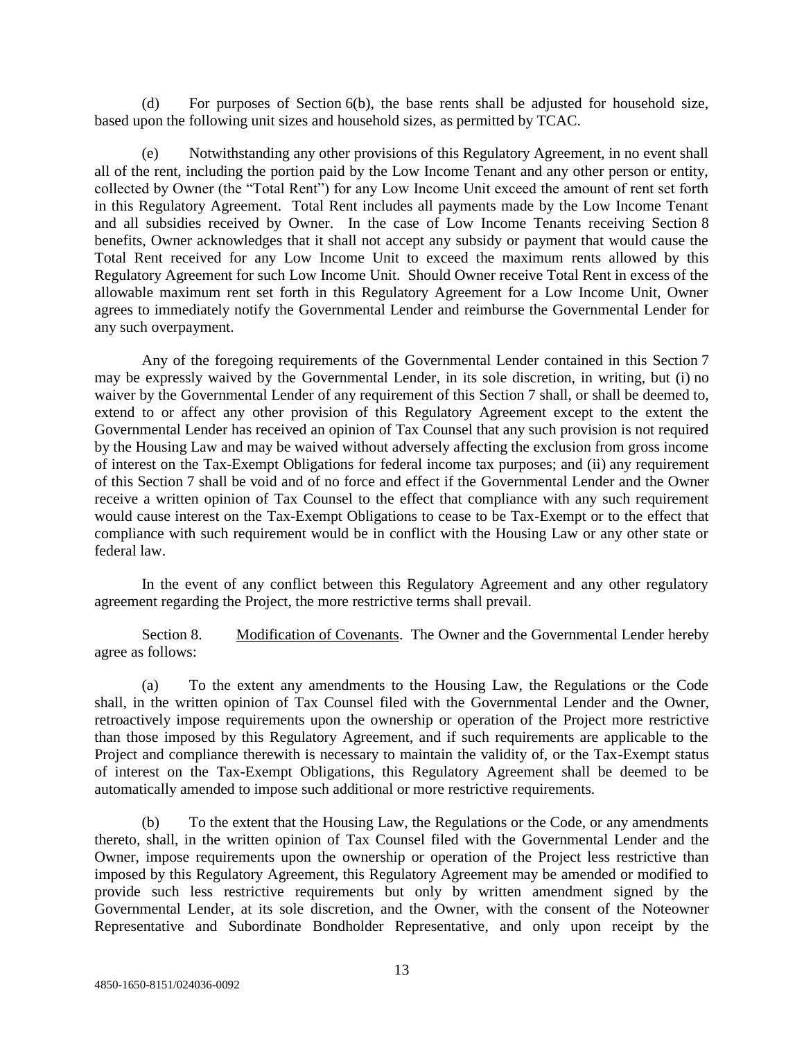(d) For purposes of Section 6(b), the base rents shall be adjusted for household size, based upon the following unit sizes and household sizes, as permitted by TCAC.

(e) Notwithstanding any other provisions of this Regulatory Agreement, in no event shall all of the rent, including the portion paid by the Low Income Tenant and any other person or entity, collected by Owner (the "Total Rent") for any Low Income Unit exceed the amount of rent set forth in this Regulatory Agreement. Total Rent includes all payments made by the Low Income Tenant and all subsidies received by Owner. In the case of Low Income Tenants receiving Section 8 benefits, Owner acknowledges that it shall not accept any subsidy or payment that would cause the Total Rent received for any Low Income Unit to exceed the maximum rents allowed by this Regulatory Agreement for such Low Income Unit. Should Owner receive Total Rent in excess of the allowable maximum rent set forth in this Regulatory Agreement for a Low Income Unit, Owner agrees to immediately notify the Governmental Lender and reimburse the Governmental Lender for any such overpayment.

Any of the foregoing requirements of the Governmental Lender contained in this Section 7 may be expressly waived by the Governmental Lender, in its sole discretion, in writing, but (i) no waiver by the Governmental Lender of any requirement of this Section 7 shall, or shall be deemed to, extend to or affect any other provision of this Regulatory Agreement except to the extent the Governmental Lender has received an opinion of Tax Counsel that any such provision is not required by the Housing Law and may be waived without adversely affecting the exclusion from gross income of interest on the Tax-Exempt Obligations for federal income tax purposes; and (ii) any requirement of this Section 7 shall be void and of no force and effect if the Governmental Lender and the Owner receive a written opinion of Tax Counsel to the effect that compliance with any such requirement would cause interest on the Tax-Exempt Obligations to cease to be Tax-Exempt or to the effect that compliance with such requirement would be in conflict with the Housing Law or any other state or federal law.

In the event of any conflict between this Regulatory Agreement and any other regulatory agreement regarding the Project, the more restrictive terms shall prevail.

Section 8. Modification of Covenants. The Owner and the Governmental Lender hereby agree as follows:

(a) To the extent any amendments to the Housing Law, the Regulations or the Code shall, in the written opinion of Tax Counsel filed with the Governmental Lender and the Owner, retroactively impose requirements upon the ownership or operation of the Project more restrictive than those imposed by this Regulatory Agreement, and if such requirements are applicable to the Project and compliance therewith is necessary to maintain the validity of, or the Tax-Exempt status of interest on the Tax-Exempt Obligations, this Regulatory Agreement shall be deemed to be automatically amended to impose such additional or more restrictive requirements.

(b) To the extent that the Housing Law, the Regulations or the Code, or any amendments thereto, shall, in the written opinion of Tax Counsel filed with the Governmental Lender and the Owner, impose requirements upon the ownership or operation of the Project less restrictive than imposed by this Regulatory Agreement, this Regulatory Agreement may be amended or modified to provide such less restrictive requirements but only by written amendment signed by the Governmental Lender, at its sole discretion, and the Owner, with the consent of the Noteowner Representative and Subordinate Bondholder Representative, and only upon receipt by the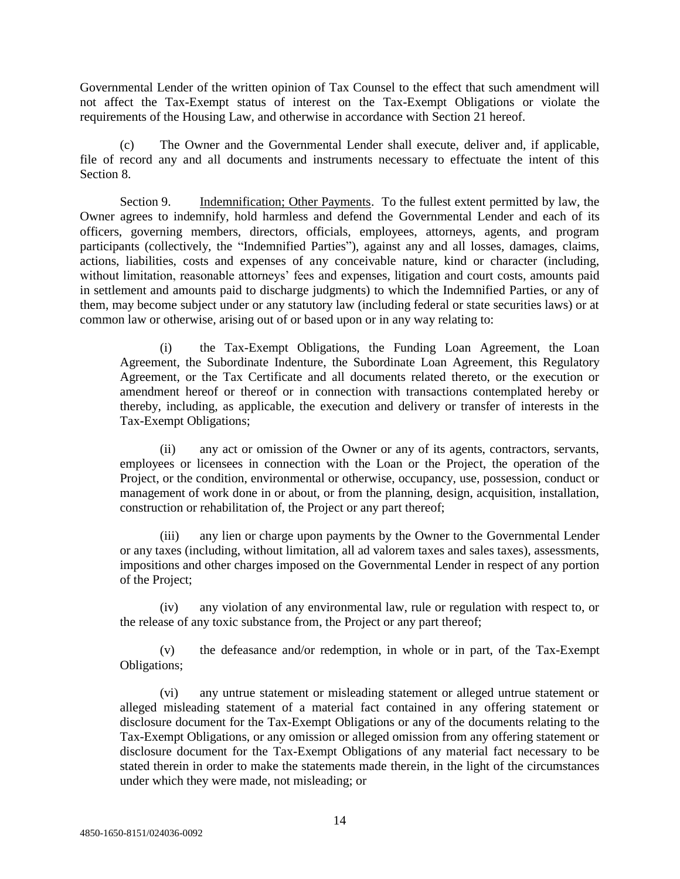Governmental Lender of the written opinion of Tax Counsel to the effect that such amendment will not affect the Tax-Exempt status of interest on the Tax-Exempt Obligations or violate the requirements of the Housing Law, and otherwise in accordance with Section 21 hereof.

(c) The Owner and the Governmental Lender shall execute, deliver and, if applicable, file of record any and all documents and instruments necessary to effectuate the intent of this Section 8.

Section 9. Indemnification; Other Payments. To the fullest extent permitted by law, the Owner agrees to indemnify, hold harmless and defend the Governmental Lender and each of its officers, governing members, directors, officials, employees, attorneys, agents, and program participants (collectively, the "Indemnified Parties"), against any and all losses, damages, claims, actions, liabilities, costs and expenses of any conceivable nature, kind or character (including, without limitation, reasonable attorneys' fees and expenses, litigation and court costs, amounts paid in settlement and amounts paid to discharge judgments) to which the Indemnified Parties, or any of them, may become subject under or any statutory law (including federal or state securities laws) or at common law or otherwise, arising out of or based upon or in any way relating to:

(i) the Tax-Exempt Obligations, the Funding Loan Agreement, the Loan Agreement, the Subordinate Indenture, the Subordinate Loan Agreement, this Regulatory Agreement, or the Tax Certificate and all documents related thereto, or the execution or amendment hereof or thereof or in connection with transactions contemplated hereby or thereby, including, as applicable, the execution and delivery or transfer of interests in the Tax-Exempt Obligations;

(ii) any act or omission of the Owner or any of its agents, contractors, servants, employees or licensees in connection with the Loan or the Project, the operation of the Project, or the condition, environmental or otherwise, occupancy, use, possession, conduct or management of work done in or about, or from the planning, design, acquisition, installation, construction or rehabilitation of, the Project or any part thereof;

(iii) any lien or charge upon payments by the Owner to the Governmental Lender or any taxes (including, without limitation, all ad valorem taxes and sales taxes), assessments, impositions and other charges imposed on the Governmental Lender in respect of any portion of the Project;

(iv) any violation of any environmental law, rule or regulation with respect to, or the release of any toxic substance from, the Project or any part thereof;

(v) the defeasance and/or redemption, in whole or in part, of the Tax-Exempt Obligations;

(vi) any untrue statement or misleading statement or alleged untrue statement or alleged misleading statement of a material fact contained in any offering statement or disclosure document for the Tax-Exempt Obligations or any of the documents relating to the Tax-Exempt Obligations, or any omission or alleged omission from any offering statement or disclosure document for the Tax-Exempt Obligations of any material fact necessary to be stated therein in order to make the statements made therein, in the light of the circumstances under which they were made, not misleading; or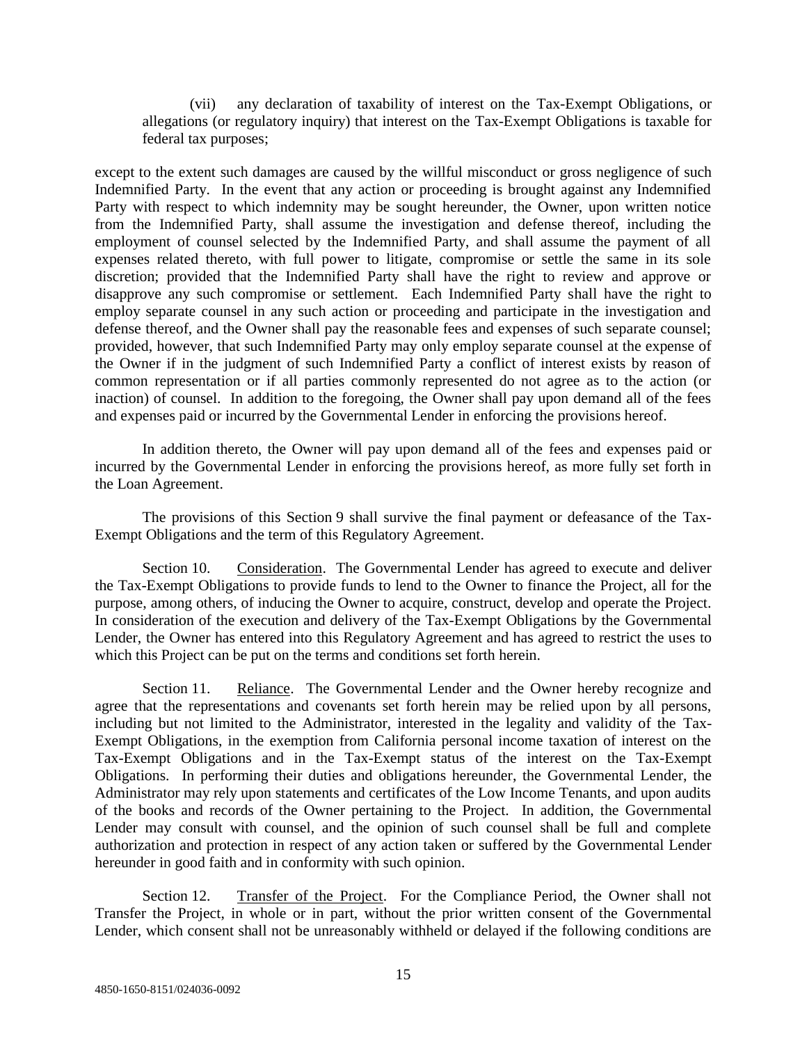(vii) any declaration of taxability of interest on the Tax-Exempt Obligations, or allegations (or regulatory inquiry) that interest on the Tax-Exempt Obligations is taxable for federal tax purposes;

except to the extent such damages are caused by the willful misconduct or gross negligence of such Indemnified Party. In the event that any action or proceeding is brought against any Indemnified Party with respect to which indemnity may be sought hereunder, the Owner, upon written notice from the Indemnified Party, shall assume the investigation and defense thereof, including the employment of counsel selected by the Indemnified Party, and shall assume the payment of all expenses related thereto, with full power to litigate, compromise or settle the same in its sole discretion; provided that the Indemnified Party shall have the right to review and approve or disapprove any such compromise or settlement. Each Indemnified Party shall have the right to employ separate counsel in any such action or proceeding and participate in the investigation and defense thereof, and the Owner shall pay the reasonable fees and expenses of such separate counsel; provided, however, that such Indemnified Party may only employ separate counsel at the expense of the Owner if in the judgment of such Indemnified Party a conflict of interest exists by reason of common representation or if all parties commonly represented do not agree as to the action (or inaction) of counsel. In addition to the foregoing, the Owner shall pay upon demand all of the fees and expenses paid or incurred by the Governmental Lender in enforcing the provisions hereof.

In addition thereto, the Owner will pay upon demand all of the fees and expenses paid or incurred by the Governmental Lender in enforcing the provisions hereof, as more fully set forth in the Loan Agreement.

The provisions of this Section 9 shall survive the final payment or defeasance of the Tax-Exempt Obligations and the term of this Regulatory Agreement.

Section 10. Consideration. The Governmental Lender has agreed to execute and deliver the Tax-Exempt Obligations to provide funds to lend to the Owner to finance the Project, all for the purpose, among others, of inducing the Owner to acquire, construct, develop and operate the Project. In consideration of the execution and delivery of the Tax-Exempt Obligations by the Governmental Lender, the Owner has entered into this Regulatory Agreement and has agreed to restrict the uses to which this Project can be put on the terms and conditions set forth herein.

Section 11. Reliance. The Governmental Lender and the Owner hereby recognize and agree that the representations and covenants set forth herein may be relied upon by all persons, including but not limited to the Administrator, interested in the legality and validity of the Tax-Exempt Obligations, in the exemption from California personal income taxation of interest on the Tax-Exempt Obligations and in the Tax-Exempt status of the interest on the Tax-Exempt Obligations. In performing their duties and obligations hereunder, the Governmental Lender, the Administrator may rely upon statements and certificates of the Low Income Tenants, and upon audits of the books and records of the Owner pertaining to the Project. In addition, the Governmental Lender may consult with counsel, and the opinion of such counsel shall be full and complete authorization and protection in respect of any action taken or suffered by the Governmental Lender hereunder in good faith and in conformity with such opinion.

Section 12. Transfer of the Project. For the Compliance Period, the Owner shall not Transfer the Project, in whole or in part, without the prior written consent of the Governmental Lender, which consent shall not be unreasonably withheld or delayed if the following conditions are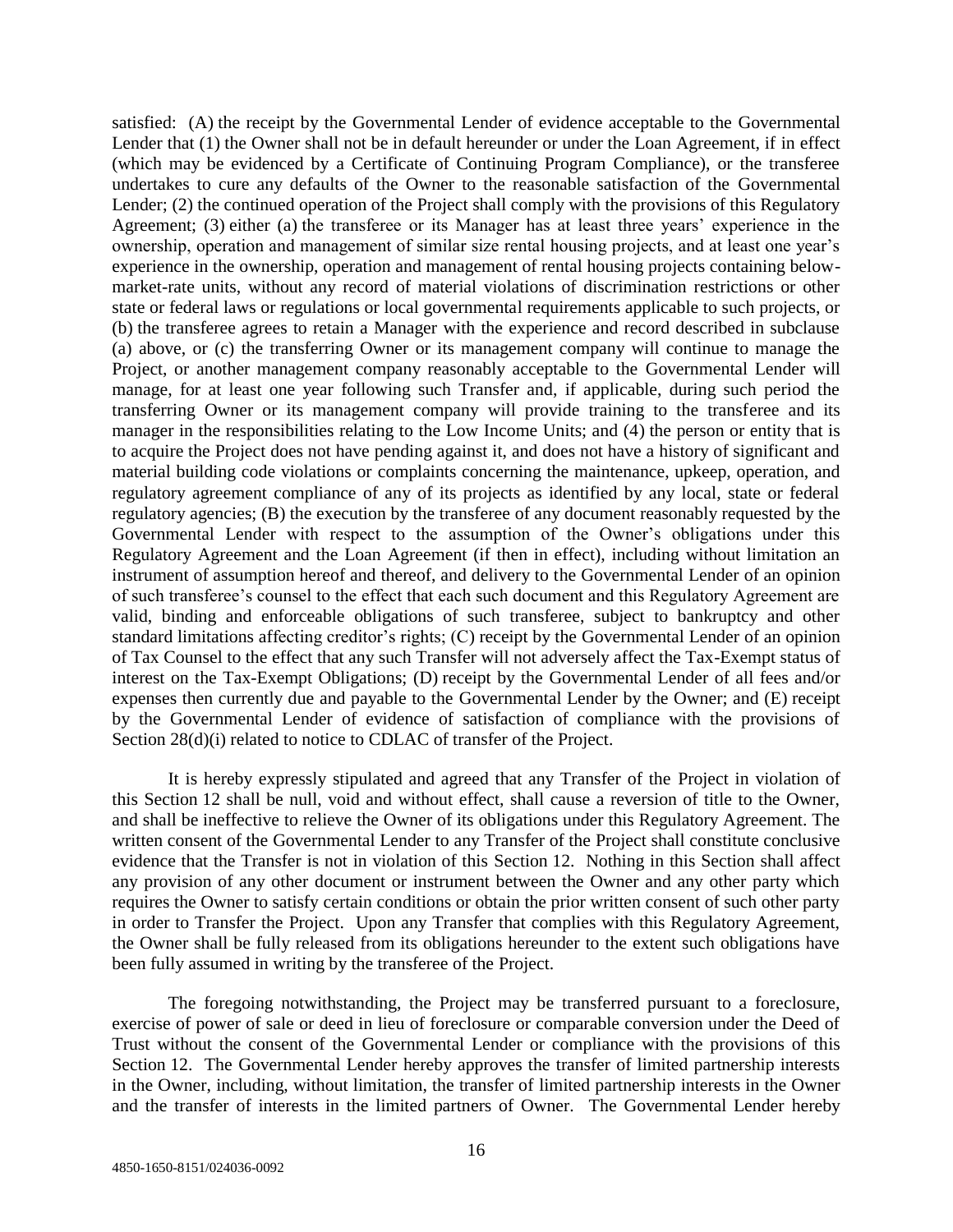satisfied: (A) the receipt by the Governmental Lender of evidence acceptable to the Governmental Lender that (1) the Owner shall not be in default hereunder or under the Loan Agreement, if in effect (which may be evidenced by a Certificate of Continuing Program Compliance), or the transferee undertakes to cure any defaults of the Owner to the reasonable satisfaction of the Governmental Lender; (2) the continued operation of the Project shall comply with the provisions of this Regulatory Agreement; (3) either (a) the transferee or its Manager has at least three years' experience in the ownership, operation and management of similar size rental housing projects, and at least one year's experience in the ownership, operation and management of rental housing projects containing below-market-rate units, without any record of material violations of discrimination restrictions or other state or federal laws or regulations or local governmental requirements applicable to such projects, or (b) the transferee agrees to retain a Manager with the experience and record described in subclause (a) above, or (c) the transferring Owner or its management company will continue to manage the Project, or another management company reasonably acceptable to the Governmental Lender will manage, for at least one year following such Transfer and, if applicable, during such period the transferring Owner or its management company will provide training to the transferee and its manager in the responsibilities relating to the Low Income Units; and (4) the person or entity that is to acquire the Project does not have pending against it, and does not have a history of significant and material building code violations or complaints concerning the maintenance, upkeep, operation, and regulatory agreement compliance of any of its projects as identified by any local, state or federal regulatory agencies; (B) the execution by the transferee of any document reasonably requested by the Governmental Lender with respect to the assumption of the Owner's obligations under this Regulatory Agreement and the Loan Agreement (if then in effect), including without limitation an instrument of assumption hereof and thereof, and delivery to the Governmental Lender of an opinion of such transferee's counsel to the effect that each such document and this Regulatory Agreement are valid, binding and enforceable obligations of such transferee, subject to bankruptcy and other standard limitations affecting creditor's rights; (C) receipt by the Governmental Lender of an opinion of Tax Counsel to the effect that any such Transfer will not adversely affect the Tax-Exempt status of interest on the Tax-Exempt Obligations; (D) receipt by the Governmental Lender of all fees and/or expenses then currently due and payable to the Governmental Lender by the Owner; and (E) receipt by the Governmental Lender of evidence of satisfaction of compliance with the provisions of Section 28(d)(i) related to notice to CDLAC of transfer of the Project.

It is hereby expressly stipulated and agreed that any Transfer of the Project in violation of this Section 12 shall be null, void and without effect, shall cause a reversion of title to the Owner, and shall be ineffective to relieve the Owner of its obligations under this Regulatory Agreement. The written consent of the Governmental Lender to any Transfer of the Project shall constitute conclusive evidence that the Transfer is not in violation of this Section 12. Nothing in this Section shall affect any provision of any other document or instrument between the Owner and any other party which requires the Owner to satisfy certain conditions or obtain the prior written consent of such other party in order to Transfer the Project. Upon any Transfer that complies with this Regulatory Agreement, the Owner shall be fully released from its obligations hereunder to the extent such obligations have been fully assumed in writing by the transferee of the Project.

The foregoing notwithstanding, the Project may be transferred pursuant to a foreclosure, exercise of power of sale or deed in lieu of foreclosure or comparable conversion under the Deed of Trust without the consent of the Governmental Lender or compliance with the provisions of this Section 12. The Governmental Lender hereby approves the transfer of limited partnership interests in the Owner, including, without limitation, the transfer of limited partnership interests in the Owner and the transfer of interests in the limited partners of Owner. The Governmental Lender hereby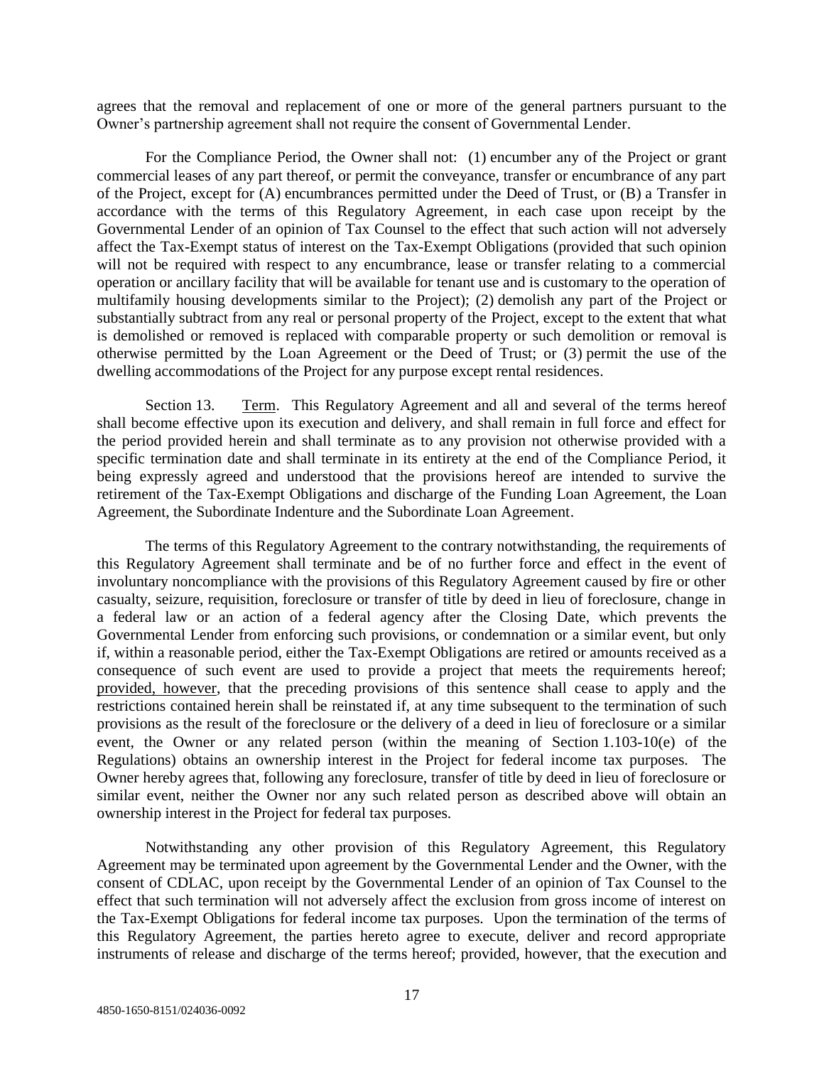agrees that the removal and replacement of one or more of the general partners pursuant to the Owner's partnership agreement shall not require the consent of Governmental Lender.

For the Compliance Period, the Owner shall not: (1) encumber any of the Project or grant commercial leases of any part thereof, or permit the conveyance, transfer or encumbrance of any part of the Project, except for (A) encumbrances permitted under the Deed of Trust, or (B) a Transfer in accordance with the terms of this Regulatory Agreement, in each case upon receipt by the Governmental Lender of an opinion of Tax Counsel to the effect that such action will not adversely affect the Tax-Exempt status of interest on the Tax-Exempt Obligations (provided that such opinion will not be required with respect to any encumbrance, lease or transfer relating to a commercial operation or ancillary facility that will be available for tenant use and is customary to the operation of multifamily housing developments similar to the Project); (2) demolish any part of the Project or substantially subtract from any real or personal property of the Project, except to the extent that what is demolished or removed is replaced with comparable property or such demolition or removal is otherwise permitted by the Loan Agreement or the Deed of Trust; or (3) permit the use of the dwelling accommodations of the Project for any purpose except rental residences.

Section 13. Term. This Regulatory Agreement and all and several of the terms hereof shall become effective upon its execution and delivery, and shall remain in full force and effect for the period provided herein and shall terminate as to any provision not otherwise provided with a specific termination date and shall terminate in its entirety at the end of the Compliance Period, it being expressly agreed and understood that the provisions hereof are intended to survive the retirement of the Tax-Exempt Obligations and discharge of the Funding Loan Agreement, the Loan Agreement, the Subordinate Indenture and the Subordinate Loan Agreement.

The terms of this Regulatory Agreement to the contrary notwithstanding, the requirements of this Regulatory Agreement shall terminate and be of no further force and effect in the event of involuntary noncompliance with the provisions of this Regulatory Agreement caused by fire or other casualty, seizure, requisition, foreclosure or transfer of title by deed in lieu of foreclosure, change in a federal law or an action of a federal agency after the Closing Date, which prevents the Governmental Lender from enforcing such provisions, or condemnation or a similar event, but only if, within a reasonable period, either the Tax-Exempt Obligations are retired or amounts received as a consequence of such event are used to provide a project that meets the requirements hereof; provided, however, that the preceding provisions of this sentence shall cease to apply and the restrictions contained herein shall be reinstated if, at any time subsequent to the termination of such provisions as the result of the foreclosure or the delivery of a deed in lieu of foreclosure or a similar event, the Owner or any related person (within the meaning of Section 1.103-10(e) of the Regulations) obtains an ownership interest in the Project for federal income tax purposes. The Owner hereby agrees that, following any foreclosure, transfer of title by deed in lieu of foreclosure or similar event, neither the Owner nor any such related person as described above will obtain an ownership interest in the Project for federal tax purposes.

Notwithstanding any other provision of this Regulatory Agreement, this Regulatory Agreement may be terminated upon agreement by the Governmental Lender and the Owner, with the consent of CDLAC, upon receipt by the Governmental Lender of an opinion of Tax Counsel to the effect that such termination will not adversely affect the exclusion from gross income of interest on the Tax-Exempt Obligations for federal income tax purposes. Upon the termination of the terms of this Regulatory Agreement, the parties hereto agree to execute, deliver and record appropriate instruments of release and discharge of the terms hereof; provided, however, that the execution and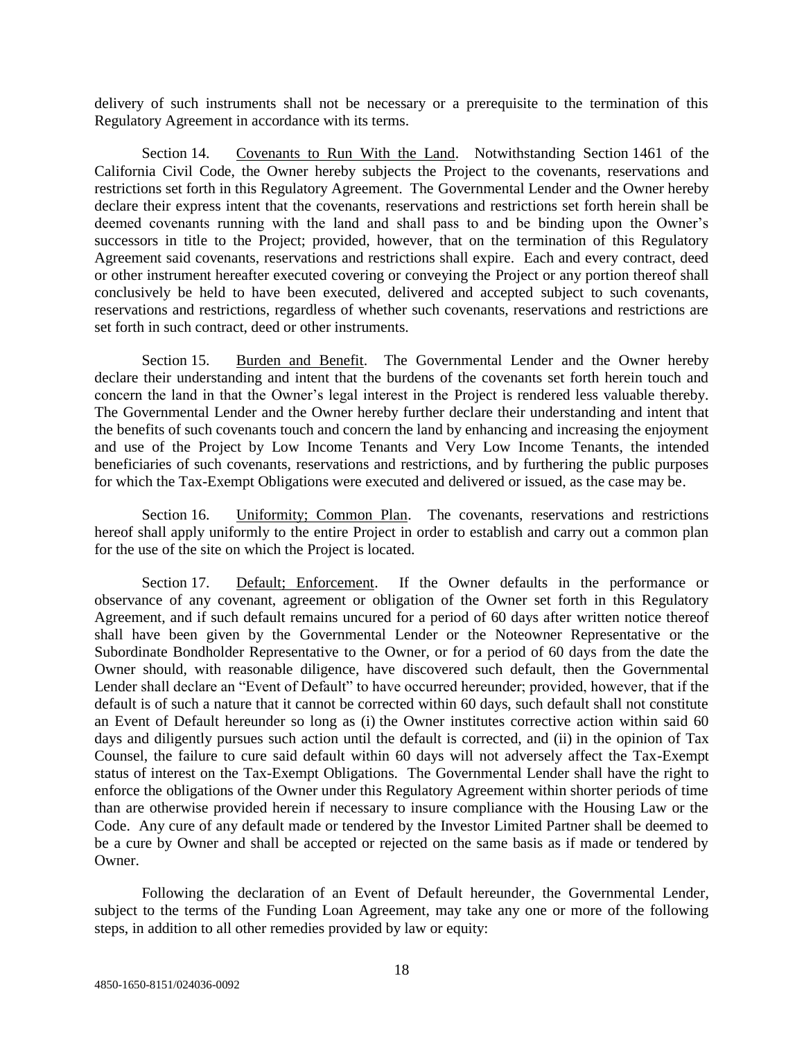delivery of such instruments shall not be necessary or a prerequisite to the termination of this Regulatory Agreement in accordance with its terms.

Section 14. Covenants to Run With the Land. Notwithstanding Section 1461 of the California Civil Code, the Owner hereby subjects the Project to the covenants, reservations and restrictions set forth in this Regulatory Agreement. The Governmental Lender and the Owner hereby declare their express intent that the covenants, reservations and restrictions set forth herein shall be deemed covenants running with the land and shall pass to and be binding upon the Owner's successors in title to the Project; provided, however, that on the termination of this Regulatory Agreement said covenants, reservations and restrictions shall expire. Each and every contract, deed or other instrument hereafter executed covering or conveying the Project or any portion thereof shall conclusively be held to have been executed, delivered and accepted subject to such covenants, reservations and restrictions, regardless of whether such covenants, reservations and restrictions are set forth in such contract, deed or other instruments.

Section 15. Burden and Benefit. The Governmental Lender and the Owner hereby declare their understanding and intent that the burdens of the covenants set forth herein touch and concern the land in that the Owner's legal interest in the Project is rendered less valuable thereby. The Governmental Lender and the Owner hereby further declare their understanding and intent that the benefits of such covenants touch and concern the land by enhancing and increasing the enjoyment and use of the Project by Low Income Tenants and Very Low Income Tenants, the intended beneficiaries of such covenants, reservations and restrictions, and by furthering the public purposes for which the Tax-Exempt Obligations were executed and delivered or issued, as the case may be.

Section 16. Uniformity; Common Plan. The covenants, reservations and restrictions hereof shall apply uniformly to the entire Project in order to establish and carry out a common plan for the use of the site on which the Project is located.

Section 17. Default; Enforcement. If the Owner defaults in the performance or observance of any covenant, agreement or obligation of the Owner set forth in this Regulatory Agreement, and if such default remains uncured for a period of 60 days after written notice thereof shall have been given by the Governmental Lender or the Noteowner Representative or the Subordinate Bondholder Representative to the Owner, or for a period of 60 days from the date the Owner should, with reasonable diligence, have discovered such default, then the Governmental Lender shall declare an "Event of Default" to have occurred hereunder; provided, however, that if the default is of such a nature that it cannot be corrected within 60 days, such default shall not constitute an Event of Default hereunder so long as (i) the Owner institutes corrective action within said 60 days and diligently pursues such action until the default is corrected, and (ii) in the opinion of Tax Counsel, the failure to cure said default within 60 days will not adversely affect the Tax-Exempt status of interest on the Tax-Exempt Obligations. The Governmental Lender shall have the right to enforce the obligations of the Owner under this Regulatory Agreement within shorter periods of time than are otherwise provided herein if necessary to insure compliance with the Housing Law or the Code. Any cure of any default made or tendered by the Investor Limited Partner shall be deemed to be a cure by Owner and shall be accepted or rejected on the same basis as if made or tendered by Owner.

Following the declaration of an Event of Default hereunder, the Governmental Lender, subject to the terms of the Funding Loan Agreement, may take any one or more of the following steps, in addition to all other remedies provided by law or equity: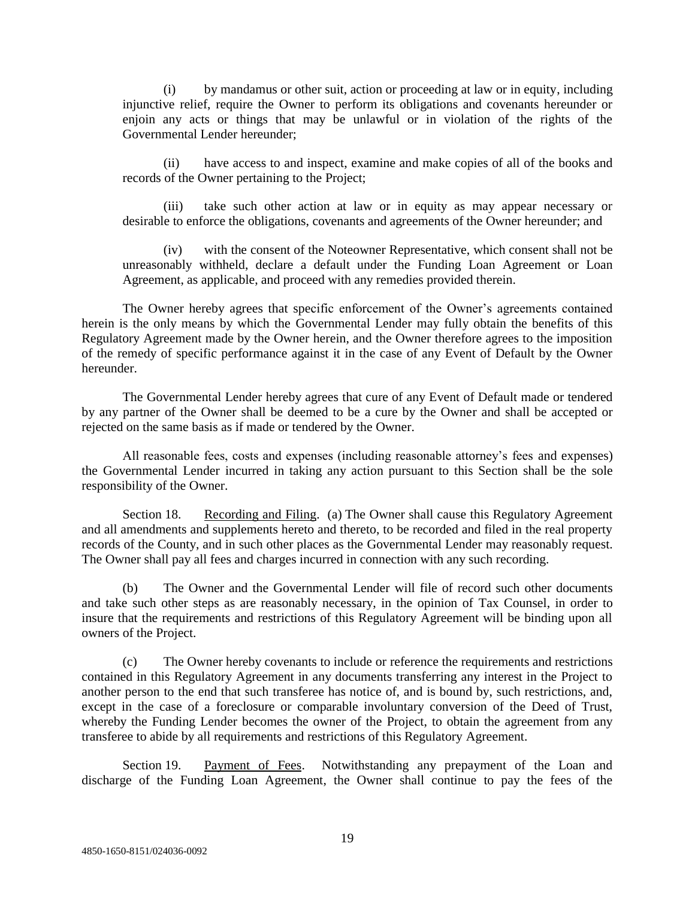(i) by mandamus or other suit, action or proceeding at law or in equity, including injunctive relief, require the Owner to perform its obligations and covenants hereunder or enjoin any acts or things that may be unlawful or in violation of the rights of the Governmental Lender hereunder;

(ii) have access to and inspect, examine and make copies of all of the books and records of the Owner pertaining to the Project;

(iii) take such other action at law or in equity as may appear necessary or desirable to enforce the obligations, covenants and agreements of the Owner hereunder; and

(iv) with the consent of the Noteowner Representative, which consent shall not be unreasonably withheld, declare a default under the Funding Loan Agreement or Loan Agreement, as applicable, and proceed with any remedies provided therein.

The Owner hereby agrees that specific enforcement of the Owner's agreements contained herein is the only means by which the Governmental Lender may fully obtain the benefits of this Regulatory Agreement made by the Owner herein, and the Owner therefore agrees to the imposition of the remedy of specific performance against it in the case of any Event of Default by the Owner hereunder.

The Governmental Lender hereby agrees that cure of any Event of Default made or tendered by any partner of the Owner shall be deemed to be a cure by the Owner and shall be accepted or rejected on the same basis as if made or tendered by the Owner.

All reasonable fees, costs and expenses (including reasonable attorney's fees and expenses) the Governmental Lender incurred in taking any action pursuant to this Section shall be the sole responsibility of the Owner.

Section 18. Recording and Filing. (a) The Owner shall cause this Regulatory Agreement and all amendments and supplements hereto and thereto, to be recorded and filed in the real property records of the County, and in such other places as the Governmental Lender may reasonably request. The Owner shall pay all fees and charges incurred in connection with any such recording.

(b) The Owner and the Governmental Lender will file of record such other documents and take such other steps as are reasonably necessary, in the opinion of Tax Counsel, in order to insure that the requirements and restrictions of this Regulatory Agreement will be binding upon all owners of the Project.

(c) The Owner hereby covenants to include or reference the requirements and restrictions contained in this Regulatory Agreement in any documents transferring any interest in the Project to another person to the end that such transferee has notice of, and is bound by, such restrictions, and, except in the case of a foreclosure or comparable involuntary conversion of the Deed of Trust, whereby the Funding Lender becomes the owner of the Project, to obtain the agreement from any transferee to abide by all requirements and restrictions of this Regulatory Agreement.

Section 19. Payment of Fees. Notwithstanding any prepayment of the Loan and discharge of the Funding Loan Agreement, the Owner shall continue to pay the fees of the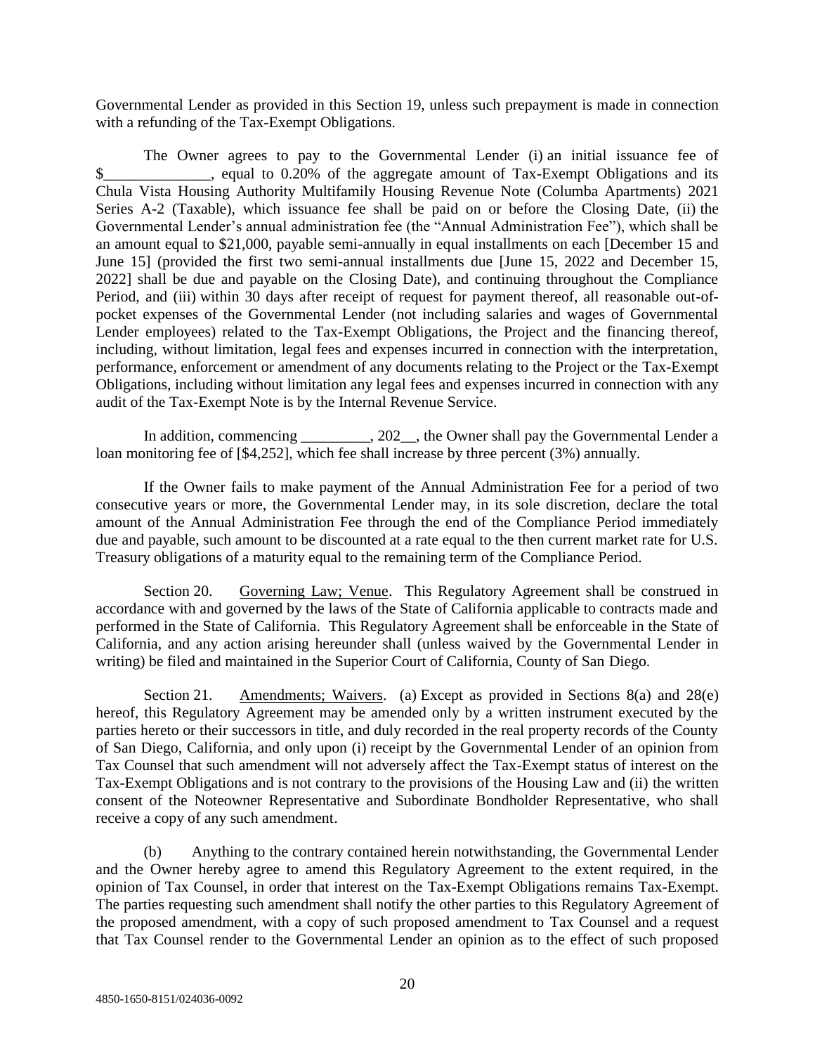Governmental Lender as provided in this Section 19, unless such prepayment is made in connection with a refunding of the Tax-Exempt Obligations.

The Owner agrees to pay to the Governmental Lender (i) an initial issuance fee of $______________, equal to 0.20% of the aggregate amount of Tax-Exempt Obligations and its Chula Vista Housing Authority Multifamily Housing Revenue Note (Columba Apartments) 2021 Series A-2 (Taxable), which issuance fee shall be paid on or before the Closing Date, (ii) the Governmental Lender's annual administration fee (the "Annual Administration Fee"), which shall be an amount equal to $21,000, payable semi-annually in equal installments on each [December 15 and June 15] (provided the first two semi-annual installments due [June 15, 2022 and December 15, 2022] shall be due and payable on the Closing Date), and continuing throughout the Compliance Period, and (iii) within 30 days after receipt of request for payment thereof, all reasonable out-of-pocket expenses of the Governmental Lender (not including salaries and wages of Governmental Lender employees) related to the Tax-Exempt Obligations, the Project and the financing thereof, including, without limitation, legal fees and expenses incurred in connection with the interpretation, performance, enforcement or amendment of any documents relating to the Project or the Tax-Exempt Obligations, including without limitation any legal fees and expenses incurred in connection with any audit of the Tax-Exempt Note is by the Internal Revenue Service.

In addition, commencing _________, 202__, the Owner shall pay the Governmental Lender a loan monitoring fee of [$4,252], which fee shall increase by three percent (3%) annually.

If the Owner fails to make payment of the Annual Administration Fee for a period of two consecutive years or more, the Governmental Lender may, in its sole discretion, declare the total amount of the Annual Administration Fee through the end of the Compliance Period immediately due and payable, such amount to be discounted at a rate equal to the then current market rate for U.S. Treasury obligations of a maturity equal to the remaining term of the Compliance Period.

Section 20. Governing Law; Venue. This Regulatory Agreement shall be construed in accordance with and governed by the laws of the State of California applicable to contracts made and performed in the State of California. This Regulatory Agreement shall be enforceable in the State of California, and any action arising hereunder shall (unless waived by the Governmental Lender in writing) be filed and maintained in the Superior Court of California, County of San Diego.

Section 21. Amendments; Waivers. (a) Except as provided in Sections 8(a) and 28(e) hereof, this Regulatory Agreement may be amended only by a written instrument executed by the parties hereto or their successors in title, and duly recorded in the real property records of the County of San Diego, California, and only upon (i) receipt by the Governmental Lender of an opinion from Tax Counsel that such amendment will not adversely affect the Tax-Exempt status of interest on the Tax-Exempt Obligations and is not contrary to the provisions of the Housing Law and (ii) the written consent of the Noteowner Representative and Subordinate Bondholder Representative, who shall receive a copy of any such amendment.

(b) Anything to the contrary contained herein notwithstanding, the Governmental Lender and the Owner hereby agree to amend this Regulatory Agreement to the extent required, in the opinion of Tax Counsel, in order that interest on the Tax-Exempt Obligations remains Tax-Exempt. The parties requesting such amendment shall notify the other parties to this Regulatory Agreement of the proposed amendment, with a copy of such proposed amendment to Tax Counsel and a request that Tax Counsel render to the Governmental Lender an opinion as to the effect of such proposed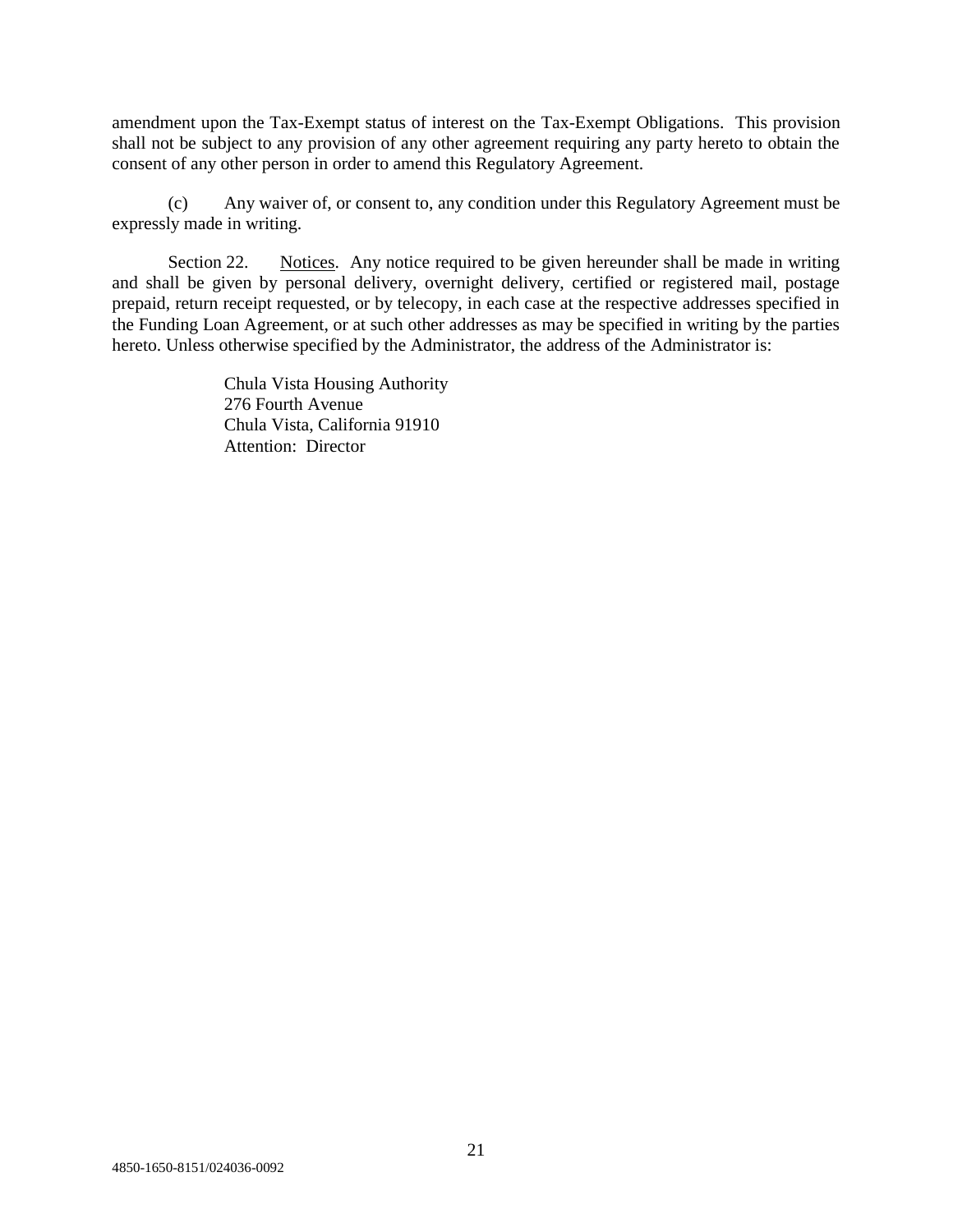amendment upon the Tax-Exempt status of interest on the Tax-Exempt Obligations. This provision shall not be subject to any provision of any other agreement requiring any party hereto to obtain the consent of any other person in order to amend this Regulatory Agreement.

(c) Any waiver of, or consent to, any condition under this Regulatory Agreement must be expressly made in writing.

Section 22. Notices. Any notice required to be given hereunder shall be made in writing and shall be given by personal delivery, overnight delivery, certified or registered mail, postage prepaid, return receipt requested, or by telecopy, in each case at the respective addresses specified in the Funding Loan Agreement, or at such other addresses as may be specified in writing by the parties hereto. Unless otherwise specified by the Administrator, the address of the Administrator is:

Chula Vista Housing Authority
276 Fourth Avenue
Chula Vista, California 91910
Attention: Director

4850-1650-8151/024036-0092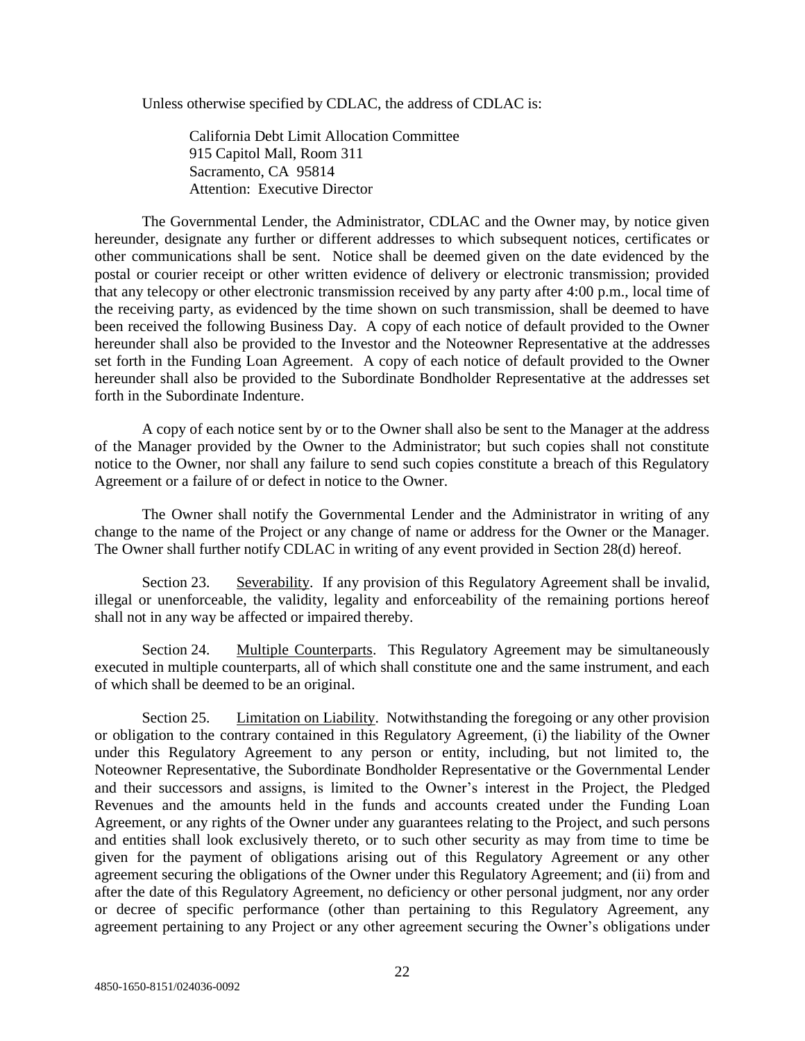Unless otherwise specified by CDLAC, the address of CDLAC is:

> California Debt Limit Allocation Committee
> 915 Capitol Mall, Room 311
> Sacramento, CA 95814
> Attention: Executive Director

The Governmental Lender, the Administrator, CDLAC and the Owner may, by notice given hereunder, designate any further or different addresses to which subsequent notices, certificates or other communications shall be sent. Notice shall be deemed given on the date evidenced by the postal or courier receipt or other written evidence of delivery or electronic transmission; provided that any telecopy or other electronic transmission received by any party after 4:00 p.m., local time of the receiving party, as evidenced by the time shown on such transmission, shall be deemed to have been received the following Business Day. A copy of each notice of default provided to the Owner hereunder shall also be provided to the Investor and the Noteowner Representative at the addresses set forth in the Funding Loan Agreement. A copy of each notice of default provided to the Owner hereunder shall also be provided to the Subordinate Bondholder Representative at the addresses set forth in the Subordinate Indenture.

A copy of each notice sent by or to the Owner shall also be sent to the Manager at the address of the Manager provided by the Owner to the Administrator; but such copies shall not constitute notice to the Owner, nor shall any failure to send such copies constitute a breach of this Regulatory Agreement or a failure of or defect in notice to the Owner.

The Owner shall notify the Governmental Lender and the Administrator in writing of any change to the name of the Project or any change of name or address for the Owner or the Manager. The Owner shall further notify CDLAC in writing of any event provided in Section 28(d) hereof.

Section 23. Severability. If any provision of this Regulatory Agreement shall be invalid, illegal or unenforceable, the validity, legality and enforceability of the remaining portions hereof shall not in any way be affected or impaired thereby.

Section 24. Multiple Counterparts. This Regulatory Agreement may be simultaneously executed in multiple counterparts, all of which shall constitute one and the same instrument, and each of which shall be deemed to be an original.

Section 25. Limitation on Liability. Notwithstanding the foregoing or any other provision or obligation to the contrary contained in this Regulatory Agreement, (i) the liability of the Owner under this Regulatory Agreement to any person or entity, including, but not limited to, the Noteowner Representative, the Subordinate Bondholder Representative or the Governmental Lender and their successors and assigns, is limited to the Owner's interest in the Project, the Pledged Revenues and the amounts held in the funds and accounts created under the Funding Loan Agreement, or any rights of the Owner under any guarantees relating to the Project, and such persons and entities shall look exclusively thereto, or to such other security as may from time to time be given for the payment of obligations arising out of this Regulatory Agreement or any other agreement securing the obligations of the Owner under this Regulatory Agreement; and (ii) from and after the date of this Regulatory Agreement, no deficiency or other personal judgment, nor any order or decree of specific performance (other than pertaining to this Regulatory Agreement, any agreement pertaining to any Project or any other agreement securing the Owner's obligations under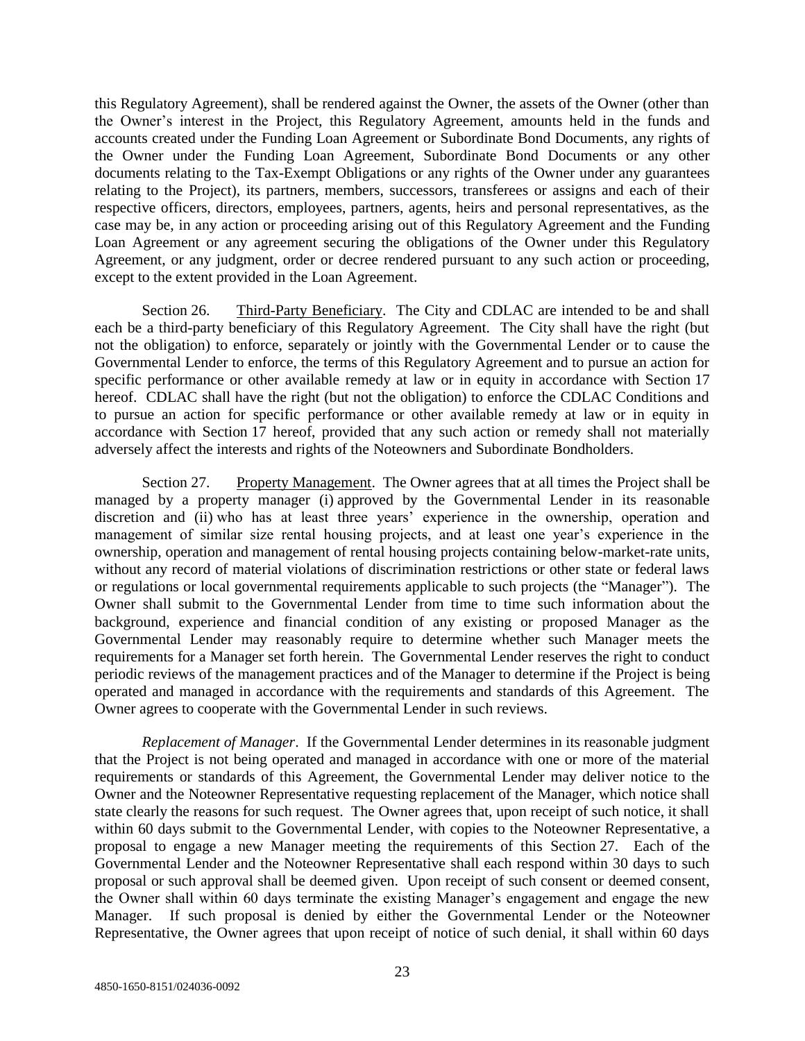this Regulatory Agreement), shall be rendered against the Owner, the assets of the Owner (other than the Owner's interest in the Project, this Regulatory Agreement, amounts held in the funds and accounts created under the Funding Loan Agreement or Subordinate Bond Documents, any rights of the Owner under the Funding Loan Agreement, Subordinate Bond Documents or any other documents relating to the Tax-Exempt Obligations or any rights of the Owner under any guarantees relating to the Project), its partners, members, successors, transferees or assigns and each of their respective officers, directors, employees, partners, agents, heirs and personal representatives, as the case may be, in any action or proceeding arising out of this Regulatory Agreement and the Funding Loan Agreement or any agreement securing the obligations of the Owner under this Regulatory Agreement, or any judgment, order or decree rendered pursuant to any such action or proceeding, except to the extent provided in the Loan Agreement.

Section 26. Third-Party Beneficiary. The City and CDLAC are intended to be and shall each be a third-party beneficiary of this Regulatory Agreement. The City shall have the right (but not the obligation) to enforce, separately or jointly with the Governmental Lender or to cause the Governmental Lender to enforce, the terms of this Regulatory Agreement and to pursue an action for specific performance or other available remedy at law or in equity in accordance with Section 17 hereof. CDLAC shall have the right (but not the obligation) to enforce the CDLAC Conditions and to pursue an action for specific performance or other available remedy at law or in equity in accordance with Section 17 hereof, provided that any such action or remedy shall not materially adversely affect the interests and rights of the Noteowners and Subordinate Bondholders.

Section 27. Property Management. The Owner agrees that at all times the Project shall be managed by a property manager (i) approved by the Governmental Lender in its reasonable discretion and (ii) who has at least three years' experience in the ownership, operation and management of similar size rental housing projects, and at least one year's experience in the ownership, operation and management of rental housing projects containing below-market-rate units, without any record of material violations of discrimination restrictions or other state or federal laws or regulations or local governmental requirements applicable to such projects (the "Manager"). The Owner shall submit to the Governmental Lender from time to time such information about the background, experience and financial condition of any existing or proposed Manager as the Governmental Lender may reasonably require to determine whether such Manager meets the requirements for a Manager set forth herein. The Governmental Lender reserves the right to conduct periodic reviews of the management practices and of the Manager to determine if the Project is being operated and managed in accordance with the requirements and standards of this Agreement. The Owner agrees to cooperate with the Governmental Lender in such reviews.

*Replacement of Manager*. If the Governmental Lender determines in its reasonable judgment that the Project is not being operated and managed in accordance with one or more of the material requirements or standards of this Agreement, the Governmental Lender may deliver notice to the Owner and the Noteowner Representative requesting replacement of the Manager, which notice shall state clearly the reasons for such request. The Owner agrees that, upon receipt of such notice, it shall within 60 days submit to the Governmental Lender, with copies to the Noteowner Representative, a proposal to engage a new Manager meeting the requirements of this Section 27. Each of the Governmental Lender and the Noteowner Representative shall each respond within 30 days to such proposal or such approval shall be deemed given. Upon receipt of such consent or deemed consent, the Owner shall within 60 days terminate the existing Manager's engagement and engage the new Manager. If such proposal is denied by either the Governmental Lender or the Noteowner Representative, the Owner agrees that upon receipt of notice of such denial, it shall within 60 days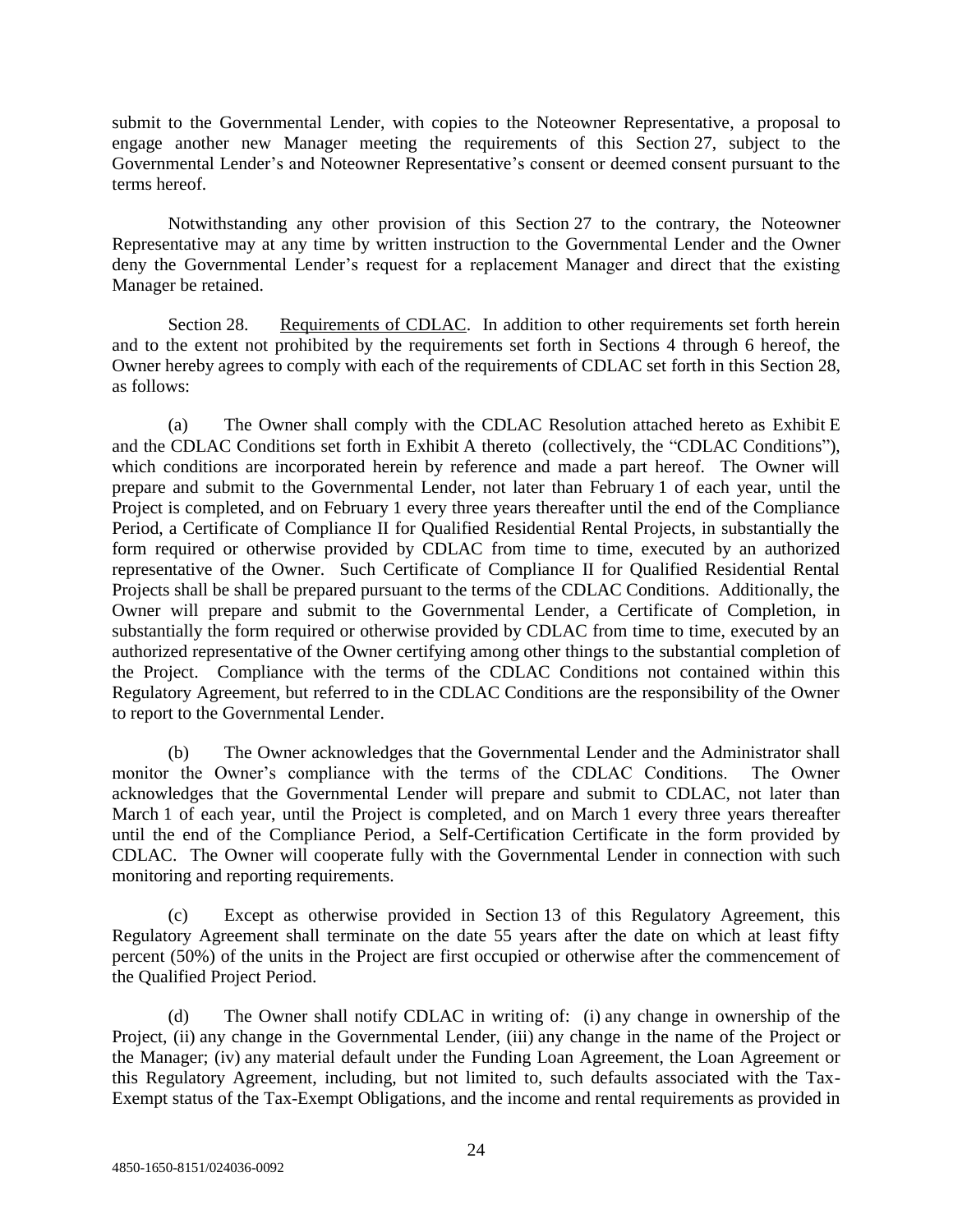submit to the Governmental Lender, with copies to the Noteowner Representative, a proposal to engage another new Manager meeting the requirements of this Section 27, subject to the Governmental Lender's and Noteowner Representative's consent or deemed consent pursuant to the terms hereof.

Notwithstanding any other provision of this Section 27 to the contrary, the Noteowner Representative may at any time by written instruction to the Governmental Lender and the Owner deny the Governmental Lender's request for a replacement Manager and direct that the existing Manager be retained.

Section 28. Requirements of CDLAC. In addition to other requirements set forth herein and to the extent not prohibited by the requirements set forth in Sections 4 through 6 hereof, the Owner hereby agrees to comply with each of the requirements of CDLAC set forth in this Section 28, as follows:

(a) The Owner shall comply with the CDLAC Resolution attached hereto as Exhibit E and the CDLAC Conditions set forth in Exhibit A thereto (collectively, the "CDLAC Conditions"), which conditions are incorporated herein by reference and made a part hereof. The Owner will prepare and submit to the Governmental Lender, not later than February 1 of each year, until the Project is completed, and on February 1 every three years thereafter until the end of the Compliance Period, a Certificate of Compliance II for Qualified Residential Rental Projects, in substantially the form required or otherwise provided by CDLAC from time to time, executed by an authorized representative of the Owner. Such Certificate of Compliance II for Qualified Residential Rental Projects shall be shall be prepared pursuant to the terms of the CDLAC Conditions. Additionally, the Owner will prepare and submit to the Governmental Lender, a Certificate of Completion, in substantially the form required or otherwise provided by CDLAC from time to time, executed by an authorized representative of the Owner certifying among other things to the substantial completion of the Project. Compliance with the terms of the CDLAC Conditions not contained within this Regulatory Agreement, but referred to in the CDLAC Conditions are the responsibility of the Owner to report to the Governmental Lender.

(b) The Owner acknowledges that the Governmental Lender and the Administrator shall monitor the Owner's compliance with the terms of the CDLAC Conditions. The Owner acknowledges that the Governmental Lender will prepare and submit to CDLAC, not later than March 1 of each year, until the Project is completed, and on March 1 every three years thereafter until the end of the Compliance Period, a Self-Certification Certificate in the form provided by CDLAC. The Owner will cooperate fully with the Governmental Lender in connection with such monitoring and reporting requirements.

(c) Except as otherwise provided in Section 13 of this Regulatory Agreement, this Regulatory Agreement shall terminate on the date 55 years after the date on which at least fifty percent (50%) of the units in the Project are first occupied or otherwise after the commencement of the Qualified Project Period.

(d) The Owner shall notify CDLAC in writing of: (i) any change in ownership of the Project, (ii) any change in the Governmental Lender, (iii) any change in the name of the Project or the Manager; (iv) any material default under the Funding Loan Agreement, the Loan Agreement or this Regulatory Agreement, including, but not limited to, such defaults associated with the Tax-Exempt status of the Tax-Exempt Obligations, and the income and rental requirements as provided in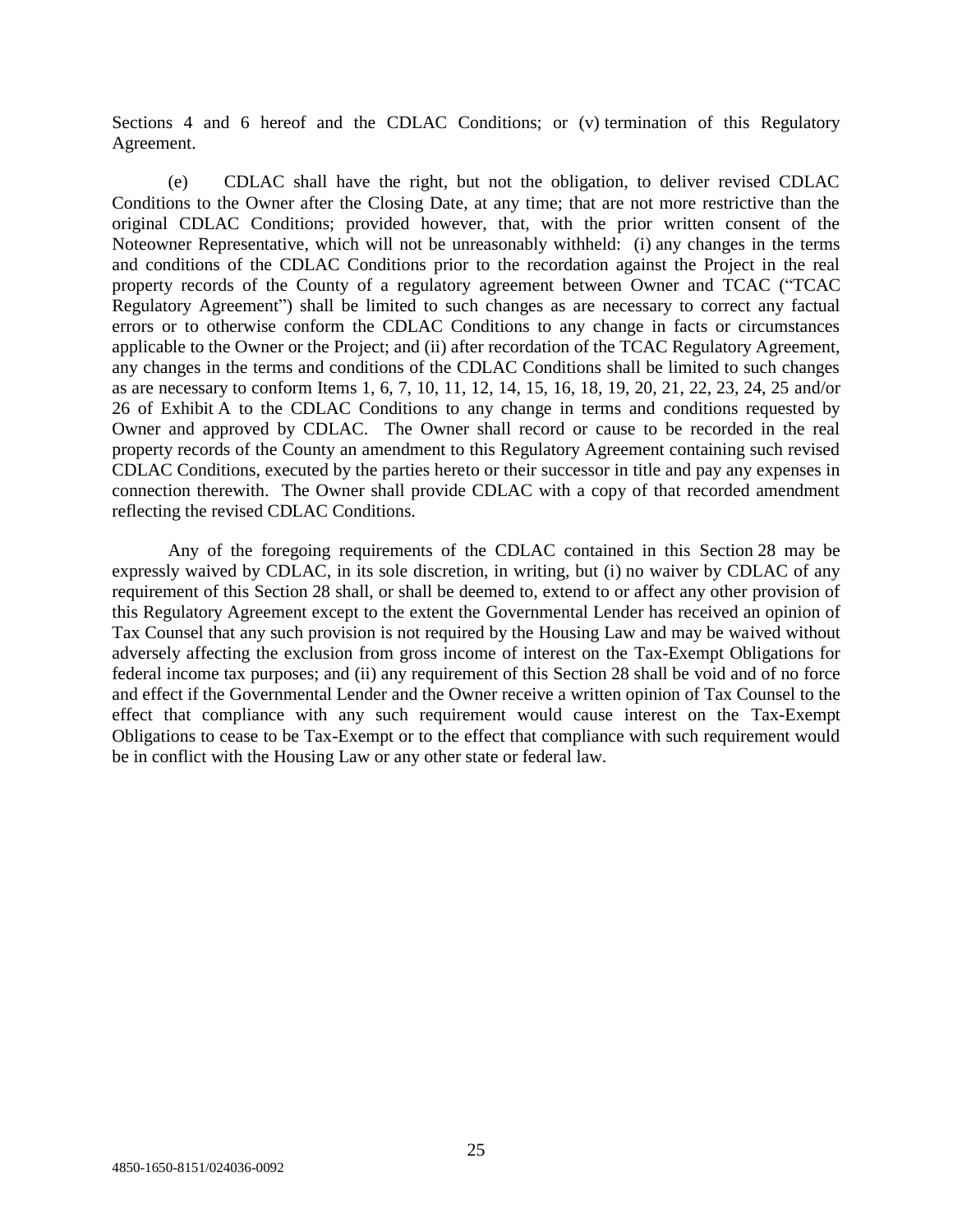Sections 4 and 6 hereof and the CDLAC Conditions; or (v) termination of this Regulatory Agreement.

(e) CDLAC shall have the right, but not the obligation, to deliver revised CDLAC Conditions to the Owner after the Closing Date, at any time; that are not more restrictive than the original CDLAC Conditions; provided however, that, with the prior written consent of the Noteowner Representative, which will not be unreasonably withheld: (i) any changes in the terms and conditions of the CDLAC Conditions prior to the recordation against the Project in the real property records of the County of a regulatory agreement between Owner and TCAC ("TCAC Regulatory Agreement") shall be limited to such changes as are necessary to correct any factual errors or to otherwise conform the CDLAC Conditions to any change in facts or circumstances applicable to the Owner or the Project; and (ii) after recordation of the TCAC Regulatory Agreement, any changes in the terms and conditions of the CDLAC Conditions shall be limited to such changes as are necessary to conform Items 1, 6, 7, 10, 11, 12, 14, 15, 16, 18, 19, 20, 21, 22, 23, 24, 25 and/or 26 of Exhibit A to the CDLAC Conditions to any change in terms and conditions requested by Owner and approved by CDLAC. The Owner shall record or cause to be recorded in the real property records of the County an amendment to this Regulatory Agreement containing such revised CDLAC Conditions, executed by the parties hereto or their successor in title and pay any expenses in connection therewith. The Owner shall provide CDLAC with a copy of that recorded amendment reflecting the revised CDLAC Conditions.

Any of the foregoing requirements of the CDLAC contained in this Section 28 may be expressly waived by CDLAC, in its sole discretion, in writing, but (i) no waiver by CDLAC of any requirement of this Section 28 shall, or shall be deemed to, extend to or affect any other provision of this Regulatory Agreement except to the extent the Governmental Lender has received an opinion of Tax Counsel that any such provision is not required by the Housing Law and may be waived without adversely affecting the exclusion from gross income of interest on the Tax-Exempt Obligations for federal income tax purposes; and (ii) any requirement of this Section 28 shall be void and of no force and effect if the Governmental Lender and the Owner receive a written opinion of Tax Counsel to the effect that compliance with any such requirement would cause interest on the Tax-Exempt Obligations to cease to be Tax-Exempt or to the effect that compliance with such requirement would be in conflict with the Housing Law or any other state or federal law.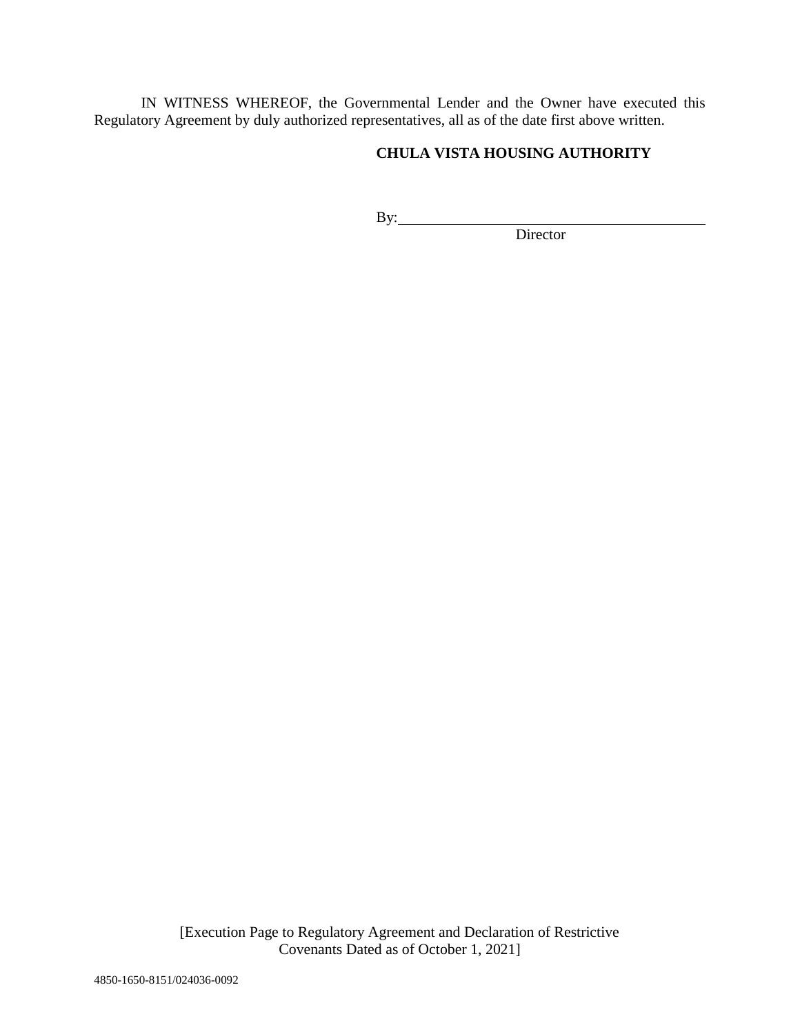IN WITNESS WHEREOF, the Governmental Lender and the Owner have executed this Regulatory Agreement by duly authorized representatives, all as of the date first above written.

**CHULA VISTA HOUSING AUTHORITY**

By: \_\_\_\_\_\_\_\_\_\_\_\_\_\_\_\_\_\_\_\_\_\_\_\_\_\_\_\_\_\_\_\_\_\_\_\_\_\_\_\_

Director

[Execution Page to Regulatory Agreement and Declaration of Restrictive Covenants Dated as of October 1, 2021]

4850-1650-8151/024036-0092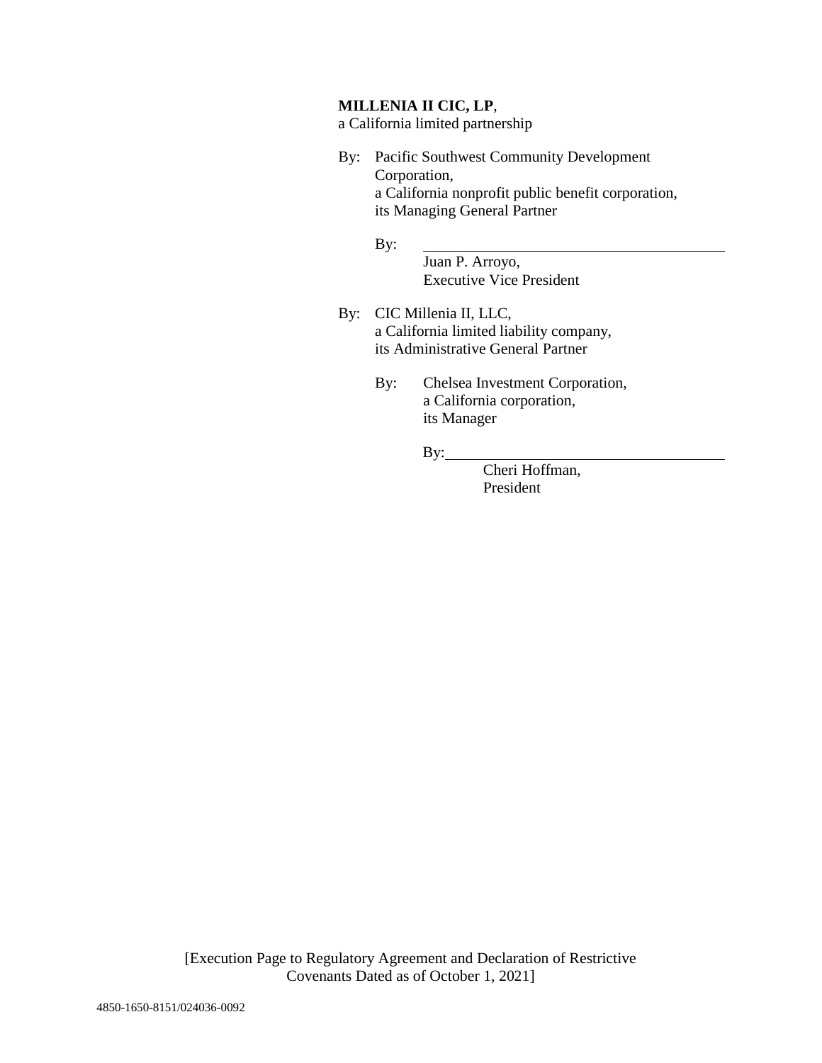**MILLENIA II CIC, LP**,
a California limited partnership

By: Pacific Southwest Community Development Corporation,
a California nonprofit public benefit corporation,
its Managing General Partner

By: ______________________________________
Juan P. Arroyo,
Executive Vice President

By: CIC Millenia II, LLC,
a California limited liability company,
its Administrative General Partner

By: Chelsea Investment Corporation,
a California corporation,
its Manager

By: ______________________________________
Cheri Hoffman,
President

[Execution Page to Regulatory Agreement and Declaration of Restrictive Covenants Dated as of October 1, 2021]

4850-1650-8151/024036-0092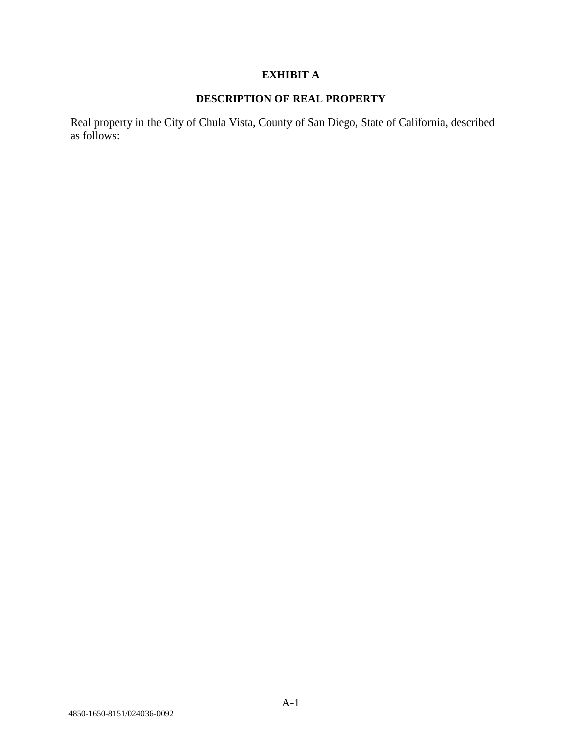# EXHIBIT A

## DESCRIPTION OF REAL PROPERTY

Real property in the City of Chula Vista, County of San Diego, State of California, described as follows:

4850-1650-8151/024036-0092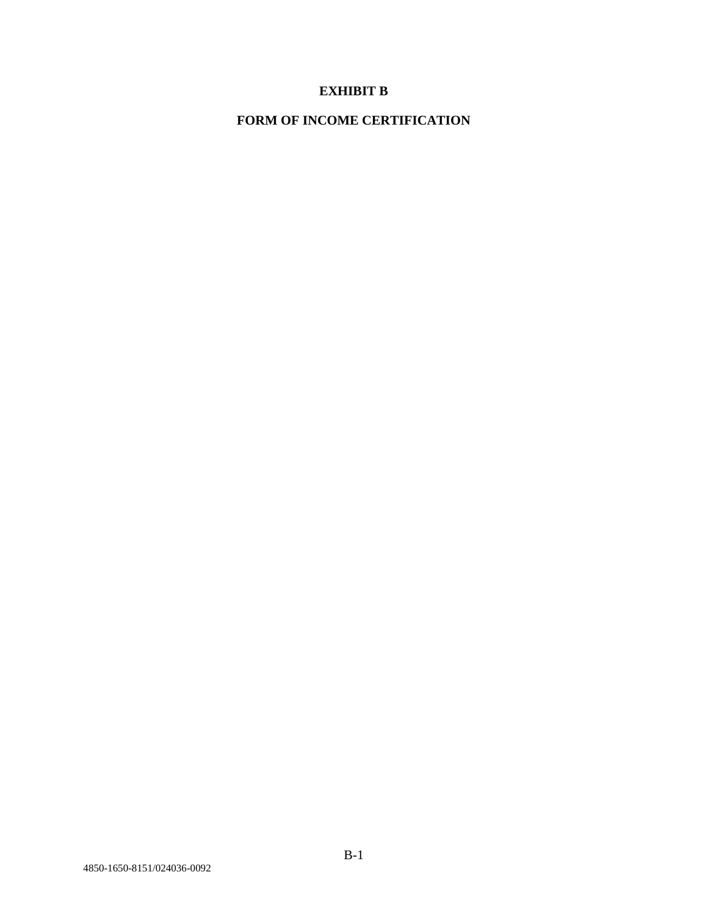# EXHIBIT B

# FORM OF INCOME CERTIFICATION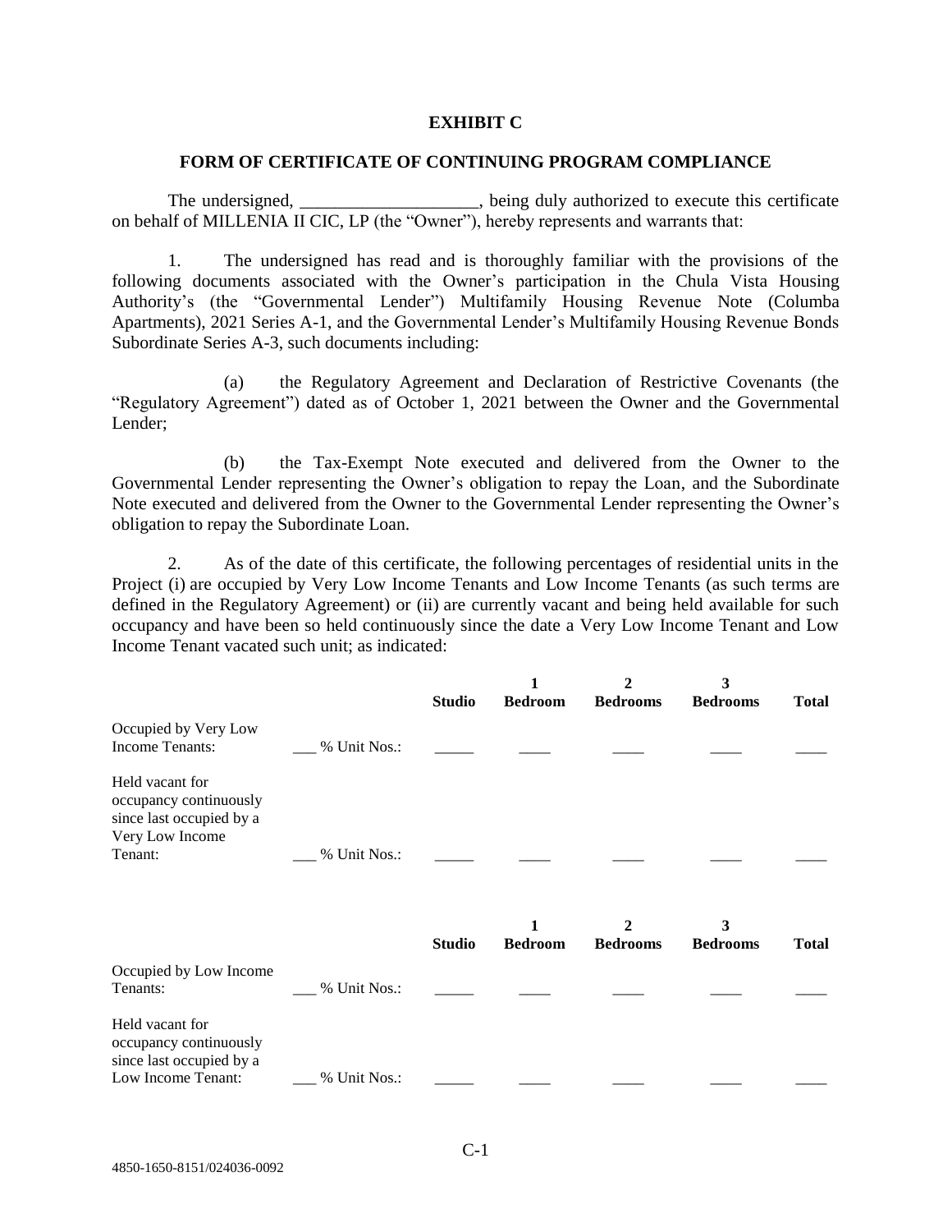**EXHIBIT C**

**FORM OF CERTIFICATE OF CONTINUING PROGRAM COMPLIANCE**

The undersigned, ___________________, being duly authorized to execute this certificate on behalf of MILLENIA II CIC, LP (the "Owner"), hereby represents and warrants that:

1. The undersigned has read and is thoroughly familiar with the provisions of the following documents associated with the Owner's participation in the Chula Vista Housing Authority's (the "Governmental Lender") Multifamily Housing Revenue Note (Columba Apartments), 2021 Series A-1, and the Governmental Lender's Multifamily Housing Revenue Bonds Subordinate Series A-3, such documents including:

   (a) the Regulatory Agreement and Declaration of Restrictive Covenants (the "Regulatory Agreement") dated as of October 1, 2021 between the Owner and the Governmental Lender;

   (b) the Tax-Exempt Note executed and delivered from the Owner to the Governmental Lender representing the Owner's obligation to repay the Loan, and the Subordinate Note executed and delivered from the Owner to the Governmental Lender representing the Owner's obligation to repay the Subordinate Loan.

2. As of the date of this certificate, the following percentages of residential units in the Project (i) are occupied by Very Low Income Tenants and Low Income Tenants (as such terms are defined in the Regulatory Agreement) or (ii) are currently vacant and being held available for such occupancy and have been so held continuously since the date a Very Low Income Tenant and Low Income Tenant vacated such unit; as indicated:

| | | Studio | 1 Bedroom | 2 Bedrooms | 3 Bedrooms | Total |
|---|---|---|---|---|---|---|
| Occupied by Very Low Income Tenants: | ___ % Unit Nos.: | _____ | ____ | ____ | ____ | ____ |
| Held vacant for occupancy continuously since last occupied by a Very Low Income Tenant: | ___ % Unit Nos.: | _____ | ____ | ____ | ____ | ____ |

| | | Studio | 1 Bedroom | 2 Bedrooms | 3 Bedrooms | Total |
|---|---|---|---|---|---|---|
| Occupied by Low Income Tenants: | ___ % Unit Nos.: | _____ | ____ | ____ | ____ | ____ |
| Held vacant for occupancy continuously since last occupied by a Low Income Tenant: | ___ % Unit Nos.: | _____ | ____ | ____ | ____ | ____ |

4850-1650-8151/024036-0092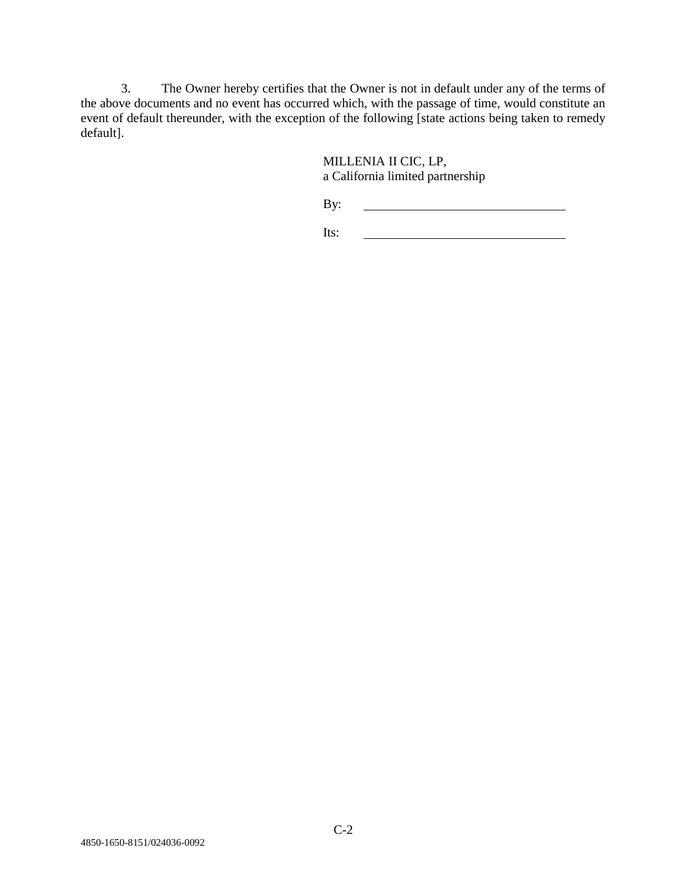3. The Owner hereby certifies that the Owner is not in default under any of the terms of the above documents and no event has occurred which, with the passage of time, would constitute an event of default thereunder, with the exception of the following [state actions being taken to remedy default].

MILLENIA II CIC, LP,
a California limited partnership

By: \_\_\_\_\_\_\_\_\_\_\_\_\_\_\_\_\_\_\_\_\_\_\_\_\_\_\_\_\_\_\_\_

Its: \_\_\_\_\_\_\_\_\_\_\_\_\_\_\_\_\_\_\_\_\_\_\_\_\_\_\_\_\_\_\_\_

4850-1650-8151/024036-0092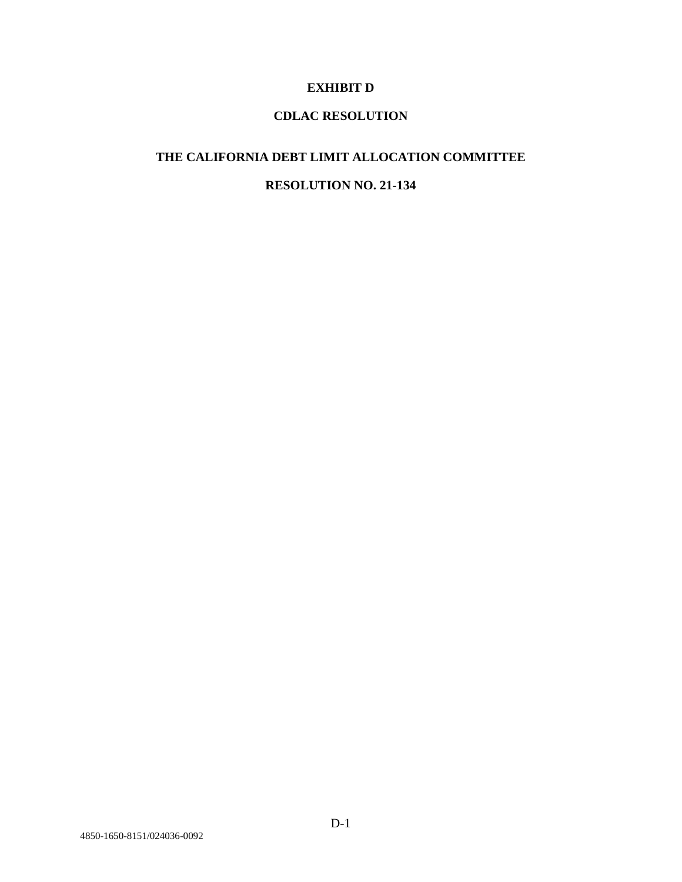# EXHIBIT D

## CDLAC RESOLUTION

## THE CALIFORNIA DEBT LIMIT ALLOCATION COMMITTEE

## RESOLUTION NO. 21-134

4850-1650-8151/024036-0092